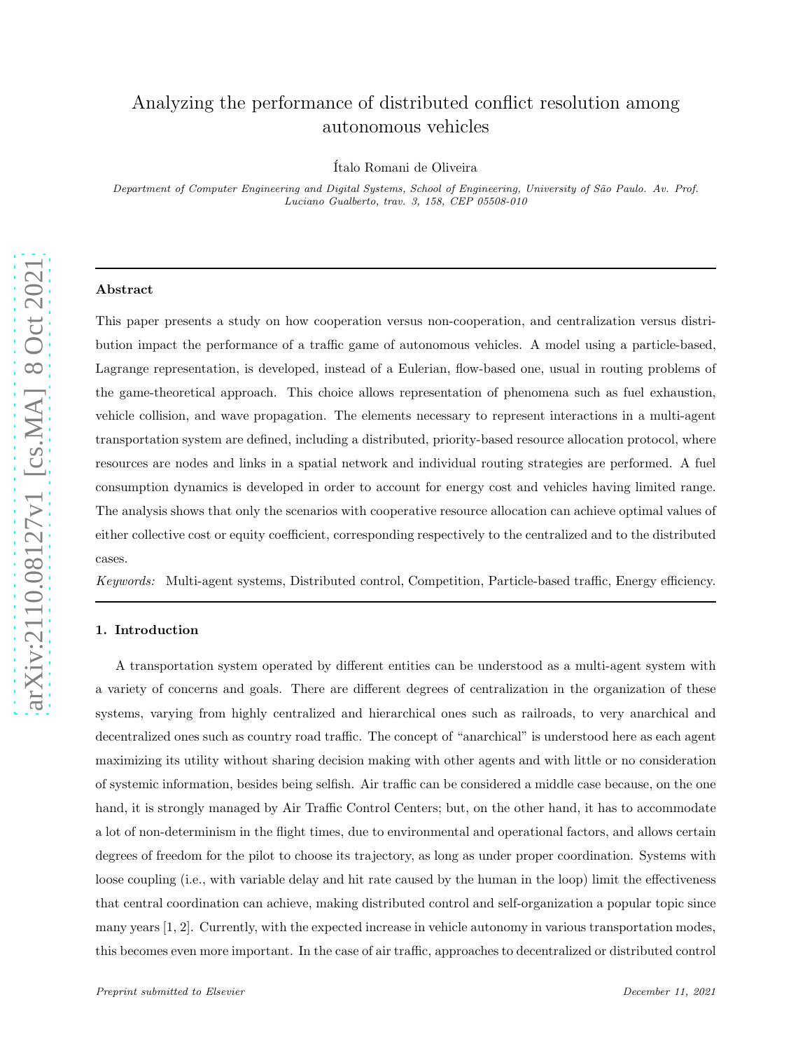# Analyzing the performance of distributed conflict resolution among autonomous vehicles

Ítalo Romani de Oliveira

*Department of Computer Engineering and Digital Systems, School of Engineering, University of São Paulo. Av. Prof. Luciano Gualberto, trav. 3, 158, CEP 05508-010*

---

## Abstract

This paper presents a study on how cooperation versus non-cooperation, and centralization versus distribution impact the performance of a traffic game of autonomous vehicles. A model using a particle-based, Lagrange representation, is developed, instead of a Eulerian, flow-based one, usual in routing problems of the game-theoretical approach. This choice allows representation of phenomena such as fuel exhaustion, vehicle collision, and wave propagation. The elements necessary to represent interactions in a multi-agent transportation system are defined, including a distributed, priority-based resource allocation protocol, where resources are nodes and links in a spatial network and individual routing strategies are performed. A fuel consumption dynamics is developed in order to account for energy cost and vehicles having limited range. The analysis shows that only the scenarios with cooperative resource allocation can achieve optimal values of either collective cost or equity coefficient, corresponding respectively to the centralized and to the distributed cases.

*Keywords:* Multi-agent systems, Distributed control, Competition, Particle-based traffic, Energy efficiency.

---

## 1. Introduction

A transportation system operated by different entities can be understood as a multi-agent system with a variety of concerns and goals. There are different degrees of centralization in the organization of these systems, varying from highly centralized and hierarchical ones such as railroads, to very anarchical and decentralized ones such as country road traffic. The concept of "anarchical" is understood here as each agent maximizing its utility without sharing decision making with other agents and with little or no consideration of systemic information, besides being selfish. Air traffic can be considered a middle case because, on the one hand, it is strongly managed by Air Traffic Control Centers; but, on the other hand, it has to accommodate a lot of non-determinism in the flight times, due to environmental and operational factors, and allows certain degrees of freedom for the pilot to choose its trajectory, as long as under proper coordination. Systems with loose coupling (i.e., with variable delay and hit rate caused by the human in the loop) limit the effectiveness that central coordination can achieve, making distributed control and self-organization a popular topic since many years [1, 2]. Currently, with the expected increase in vehicle autonomy in various transportation modes, this becomes even more important. In the case of air traffic, approaches to decentralized or distributed control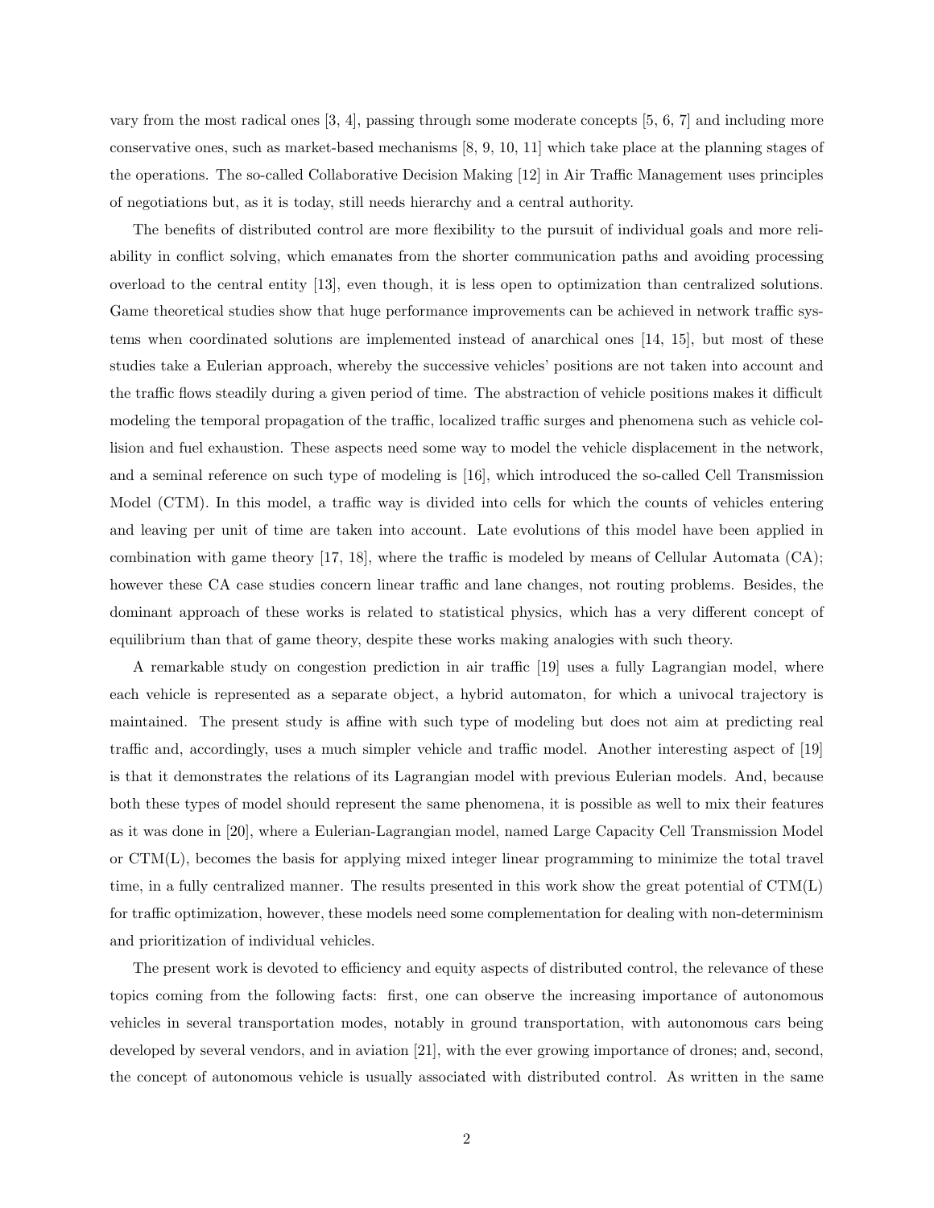vary from the most radical ones [3, 4], passing through some moderate concepts [5, 6, 7] and including more conservative ones, such as market-based mechanisms [8, 9, 10, 11] which take place at the planning stages of the operations. The so-called Collaborative Decision Making [12] in Air Traffic Management uses principles of negotiations but, as it is today, still needs hierarchy and a central authority.

The benefits of distributed control are more flexibility to the pursuit of individual goals and more reliability in conflict solving, which emanates from the shorter communication paths and avoiding processing overload to the central entity [13], even though, it is less open to optimization than centralized solutions. Game theoretical studies show that huge performance improvements can be achieved in network traffic systems when coordinated solutions are implemented instead of anarchical ones [14, 15], but most of these studies take a Eulerian approach, whereby the successive vehicles' positions are not taken into account and the traffic flows steadily during a given period of time. The abstraction of vehicle positions makes it difficult modeling the temporal propagation of the traffic, localized traffic surges and phenomena such as vehicle collision and fuel exhaustion. These aspects need some way to model the vehicle displacement in the network, and a seminal reference on such type of modeling is [16], which introduced the so-called Cell Transmission Model (CTM). In this model, a traffic way is divided into cells for which the counts of vehicles entering and leaving per unit of time are taken into account. Late evolutions of this model have been applied in combination with game theory [17, 18], where the traffic is modeled by means of Cellular Automata (CA); however these CA case studies concern linear traffic and lane changes, not routing problems. Besides, the dominant approach of these works is related to statistical physics, which has a very different concept of equilibrium than that of game theory, despite these works making analogies with such theory.

A remarkable study on congestion prediction in air traffic [19] uses a fully Lagrangian model, where each vehicle is represented as a separate object, a hybrid automaton, for which a univocal trajectory is maintained. The present study is affine with such type of modeling but does not aim at predicting real traffic and, accordingly, uses a much simpler vehicle and traffic model. Another interesting aspect of [19] is that it demonstrates the relations of its Lagrangian model with previous Eulerian models. And, because both these types of model should represent the same phenomena, it is possible as well to mix their features as it was done in [20], where a Eulerian-Lagrangian model, named Large Capacity Cell Transmission Model or CTM(L), becomes the basis for applying mixed integer linear programming to minimize the total travel time, in a fully centralized manner. The results presented in this work show the great potential of CTM(L) for traffic optimization, however, these models need some complementation for dealing with non-determinism and prioritization of individual vehicles.

The present work is devoted to efficiency and equity aspects of distributed control, the relevance of these topics coming from the following facts: first, one can observe the increasing importance of autonomous vehicles in several transportation modes, notably in ground transportation, with autonomous cars being developed by several vendors, and in aviation [21], with the ever growing importance of drones; and, second, the concept of autonomous vehicle is usually associated with distributed control. As written in the same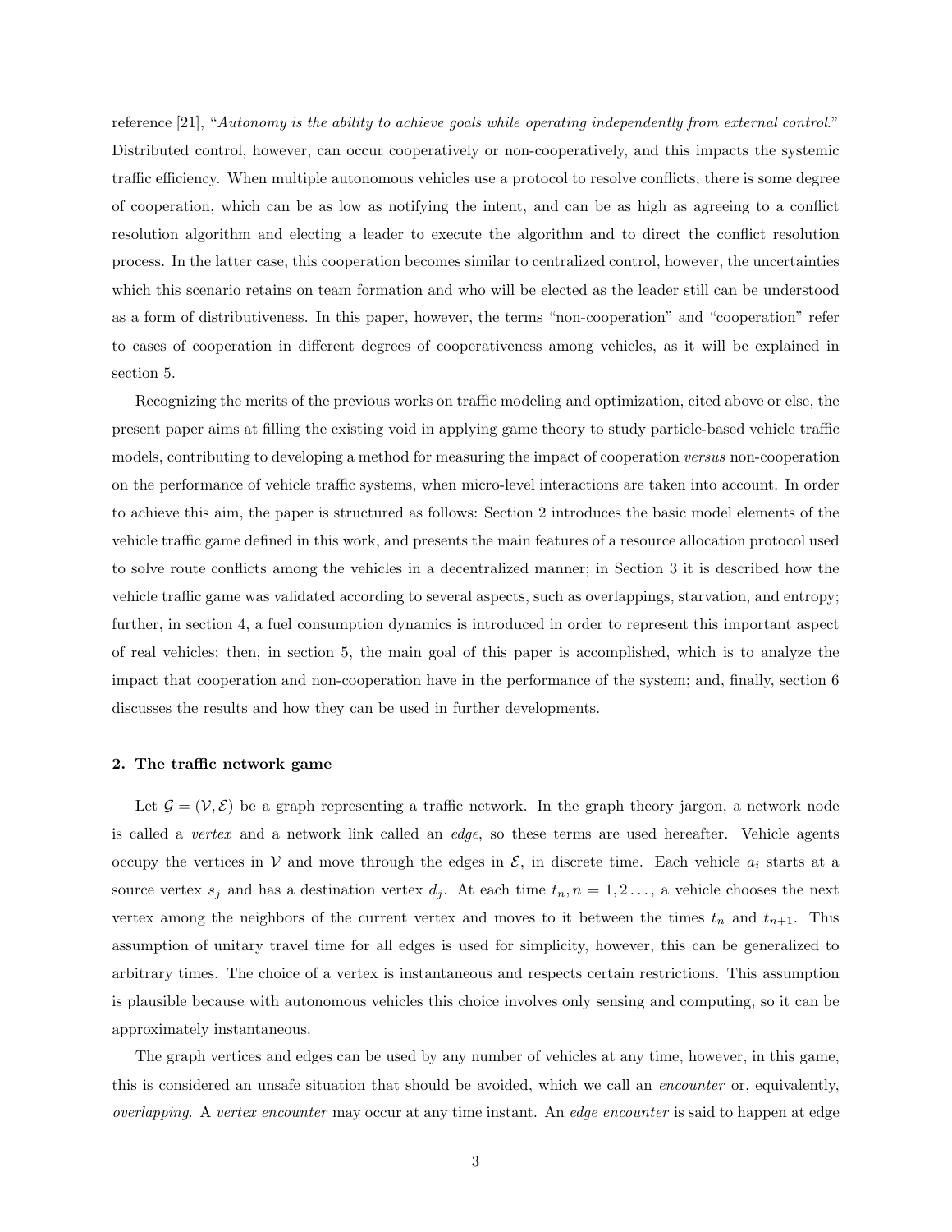reference [21], "*Autonomy is the ability to achieve goals while operating independently from external control*." Distributed control, however, can occur cooperatively or non-cooperatively, and this impacts the systemic traffic efficiency. When multiple autonomous vehicles use a protocol to resolve conflicts, there is some degree of cooperation, which can be as low as notifying the intent, and can be as high as agreeing to a conflict resolution algorithm and electing a leader to execute the algorithm and to direct the conflict resolution process. In the latter case, this cooperation becomes similar to centralized control, however, the uncertainties which this scenario retains on team formation and who will be elected as the leader still can be understood as a form of distributiveness. In this paper, however, the terms "non-cooperation" and "cooperation" refer to cases of cooperation in different degrees of cooperativeness among vehicles, as it will be explained in section 5.

Recognizing the merits of the previous works on traffic modeling and optimization, cited above or else, the present paper aims at filling the existing void in applying game theory to study particle-based vehicle traffic models, contributing to developing a method for measuring the impact of cooperation *versus* non-cooperation on the performance of vehicle traffic systems, when micro-level interactions are taken into account. In order to achieve this aim, the paper is structured as follows: Section 2 introduces the basic model elements of the vehicle traffic game defined in this work, and presents the main features of a resource allocation protocol used to solve route conflicts among the vehicles in a decentralized manner; in Section 3 it is described how the vehicle traffic game was validated according to several aspects, such as overlappings, starvation, and entropy; further, in section 4, a fuel consumption dynamics is introduced in order to represent this important aspect of real vehicles; then, in section 5, the main goal of this paper is accomplished, which is to analyze the impact that cooperation and non-cooperation have in the performance of the system; and, finally, section 6 discusses the results and how they can be used in further developments.

## 2. The traffic network game

Let $\mathcal{G} = (\mathcal{V}, \mathcal{E})$ be a graph representing a traffic network. In the graph theory jargon, a network node is called a *vertex* and a network link called an *edge*, so these terms are used hereafter. Vehicle agents occupy the vertices in $\mathcal{V}$ and move through the edges in $\mathcal{E}$, in discrete time. Each vehicle $a_i$ starts at a source vertex $s_j$ and has a destination vertex $d_j$. At each time $t_n, n = 1, 2 \ldots$, a vehicle chooses the next vertex among the neighbors of the current vertex and moves to it between the times $t_n$ and $t_{n+1}$. This assumption of unitary travel time for all edges is used for simplicity, however, this can be generalized to arbitrary times. The choice of a vertex is instantaneous and respects certain restrictions. This assumption is plausible because with autonomous vehicles this choice involves only sensing and computing, so it can be approximately instantaneous.

The graph vertices and edges can be used by any number of vehicles at any time, however, in this game, this is considered an unsafe situation that should be avoided, which we call an *encounter* or, equivalently, *overlapping*. A *vertex encounter* may occur at any time instant. An *edge encounter* is said to happen at edge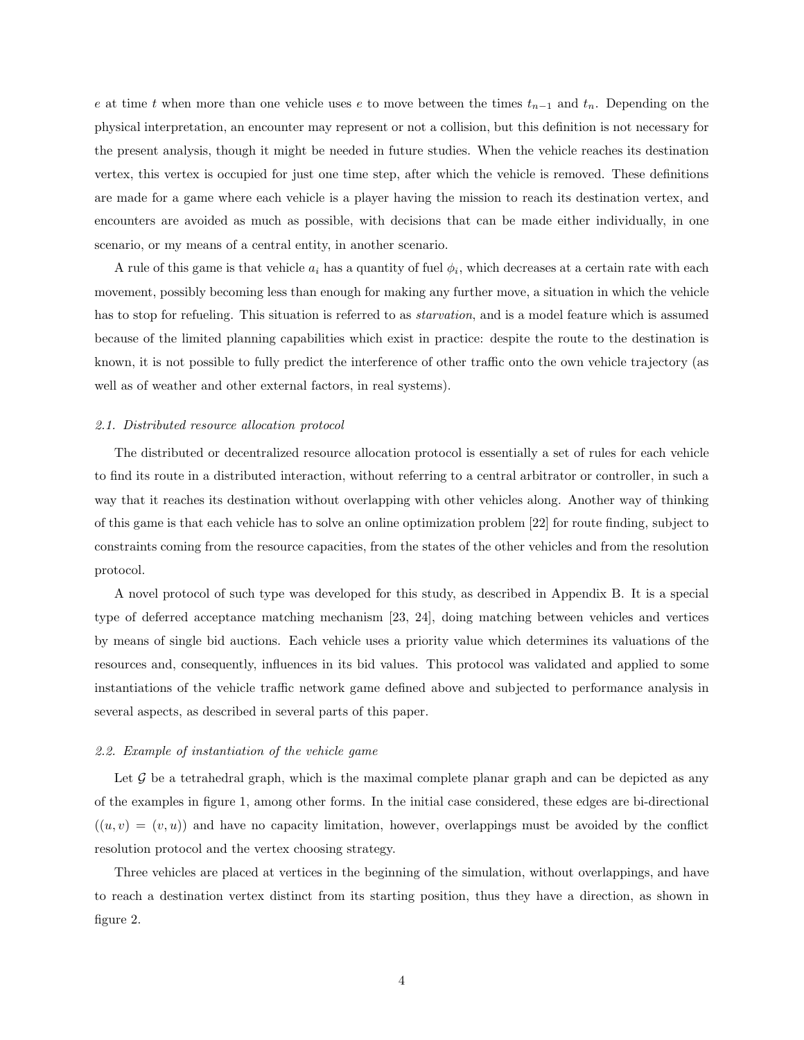$e$ at time $t$ when more than one vehicle uses $e$ to move between the times $t_{n-1}$ and $t_n$. Depending on the physical interpretation, an encounter may represent or not a collision, but this definition is not necessary for the present analysis, though it might be needed in future studies. When the vehicle reaches its destination vertex, this vertex is occupied for just one time step, after which the vehicle is removed. These definitions are made for a game where each vehicle is a player having the mission to reach its destination vertex, and encounters are avoided as much as possible, with decisions that can be made either individually, in one scenario, or my means of a central entity, in another scenario.

A rule of this game is that vehicle $a_i$ has a quantity of fuel $\phi_i$, which decreases at a certain rate with each movement, possibly becoming less than enough for making any further move, a situation in which the vehicle has to stop for refueling. This situation is referred to as *starvation*, and is a model feature which is assumed because of the limited planning capabilities which exist in practice: despite the route to the destination is known, it is not possible to fully predict the interference of other traffic onto the own vehicle trajectory (as well as of weather and other external factors, in real systems).

### *2.1. Distributed resource allocation protocol*

The distributed or decentralized resource allocation protocol is essentially a set of rules for each vehicle to find its route in a distributed interaction, without referring to a central arbitrator or controller, in such a way that it reaches its destination without overlapping with other vehicles along. Another way of thinking of this game is that each vehicle has to solve an online optimization problem [22] for route finding, subject to constraints coming from the resource capacities, from the states of the other vehicles and from the resolution protocol.

A novel protocol of such type was developed for this study, as described in Appendix B. It is a special type of deferred acceptance matching mechanism [23, 24], doing matching between vehicles and vertices by means of single bid auctions. Each vehicle uses a priority value which determines its valuations of the resources and, consequently, influences in its bid values. This protocol was validated and applied to some instantiations of the vehicle traffic network game defined above and subjected to performance analysis in several aspects, as described in several parts of this paper.

### *2.2. Example of instantiation of the vehicle game*

Let $\mathcal{G}$ be a tetrahedral graph, which is the maximal complete planar graph and can be depicted as any of the examples in figure 1, among other forms. In the initial case considered, these edges are bi-directional ($(u, v) = (v, u)$) and have no capacity limitation, however, overlappings must be avoided by the conflict resolution protocol and the vertex choosing strategy.

Three vehicles are placed at vertices in the beginning of the simulation, without overlappings, and have to reach a destination vertex distinct from its starting position, thus they have a direction, as shown in figure 2.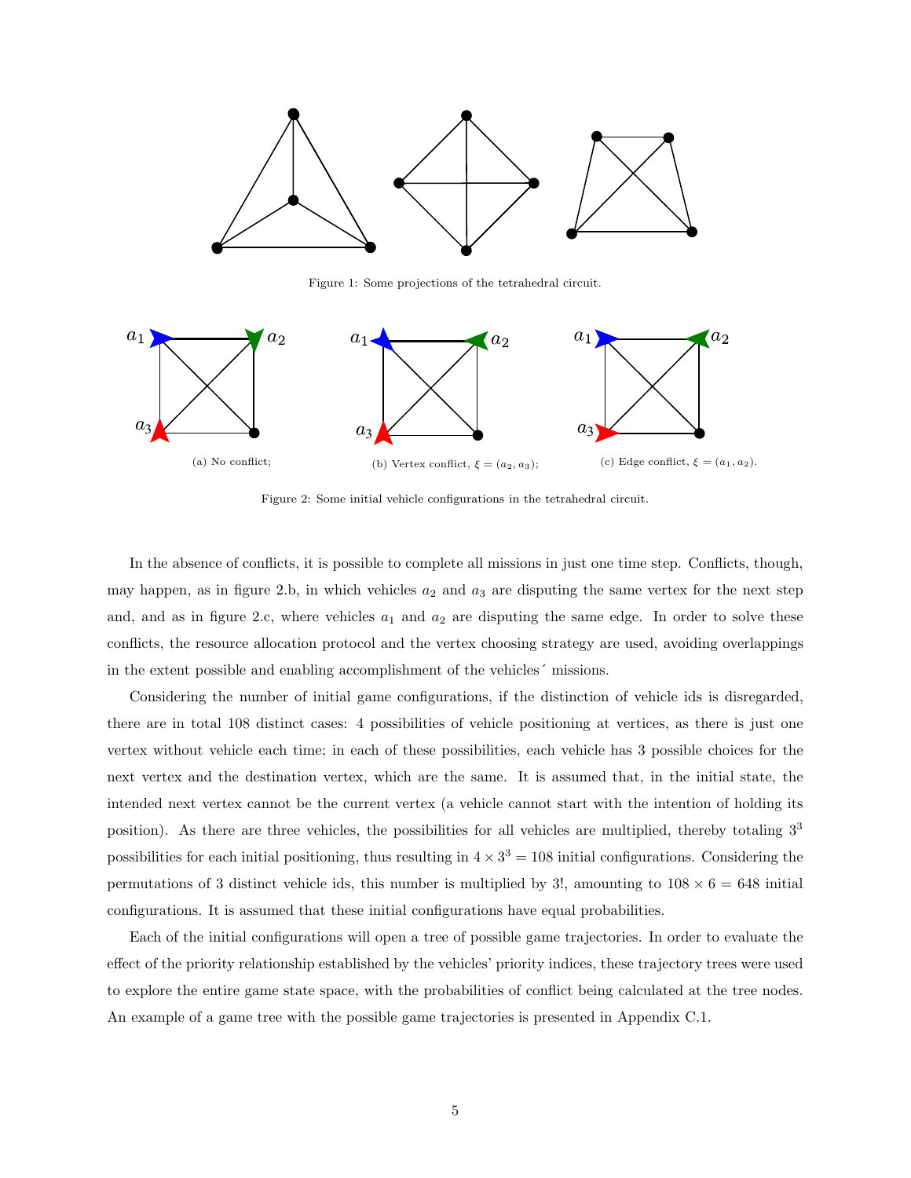Figure 1: Some projections of the tetrahedral circuit.

(a) No conflict;

(b) Vertex conflict, $\xi = (a_2, a_3)$;

(c) Edge conflict, $\xi = (a_1, a_2)$.

Figure 2: Some initial vehicle configurations in the tetrahedral circuit.

In the absence of conflicts, it is possible to complete all missions in just one time step. Conflicts, though, may happen, as in figure 2.b, in which vehicles $a_2$ and $a_3$ are disputing the same vertex for the next step and, and as in figure 2.c, where vehicles $a_1$ and $a_2$ are disputing the same edge. In order to solve these conflicts, the resource allocation protocol and the vertex choosing strategy are used, avoiding overlappings in the extent possible and enabling accomplishment of the vehicles´ missions.

Considering the number of initial game configurations, if the distinction of vehicle ids is disregarded, there are in total 108 distinct cases: 4 possibilities of vehicle positioning at vertices, as there is just one vertex without vehicle each time; in each of these possibilities, each vehicle has 3 possible choices for the next vertex and the destination vertex, which are the same. It is assumed that, in the initial state, the intended next vertex cannot be the current vertex (a vehicle cannot start with the intention of holding its position). As there are three vehicles, the possibilities for all vehicles are multiplied, thereby totaling $3^3$ possibilities for each initial positioning, thus resulting in $4 \times 3^3 = 108$ initial configurations. Considering the permutations of 3 distinct vehicle ids, this number is multiplied by 3!, amounting to $108 \times 6 = 648$ initial configurations. It is assumed that these initial configurations have equal probabilities.

Each of the initial configurations will open a tree of possible game trajectories. In order to evaluate the effect of the priority relationship established by the vehicles' priority indices, these trajectory trees were used to explore the entire game state space, with the probabilities of conflict being calculated at the tree nodes. An example of a game tree with the possible game trajectories is presented in Appendix C.1.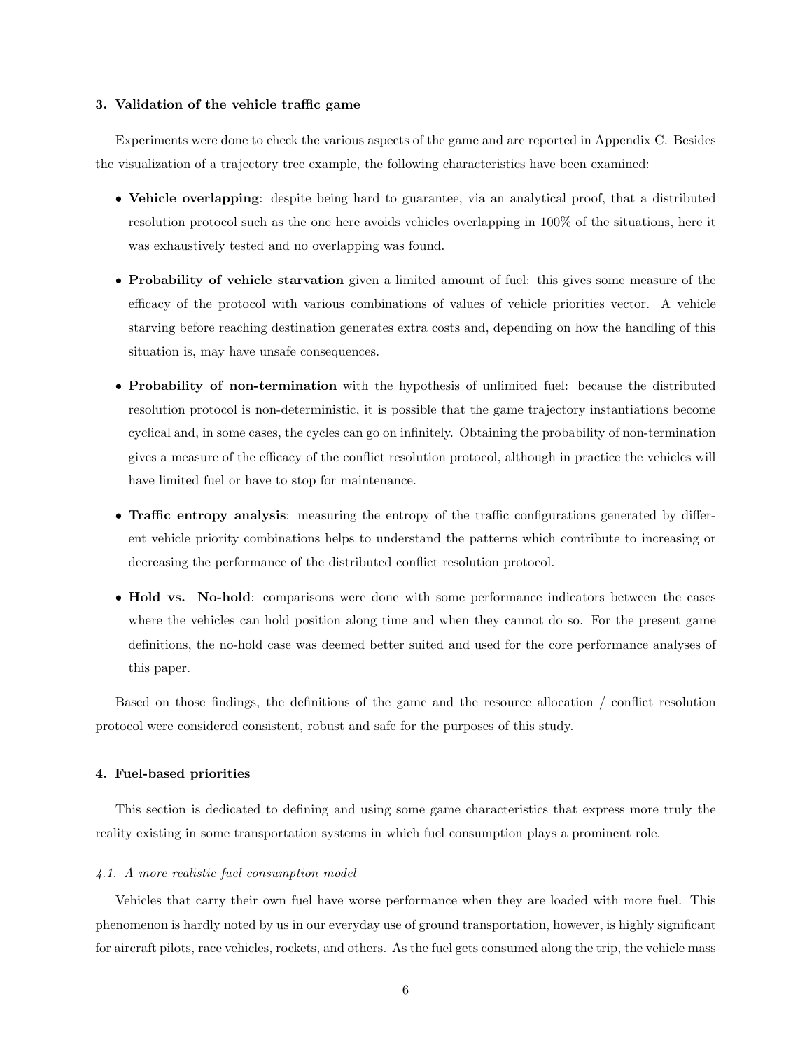## 3. Validation of the vehicle traffic game

Experiments were done to check the various aspects of the game and are reported in Appendix C. Besides the visualization of a trajectory tree example, the following characteristics have been examined:

- **Vehicle overlapping**: despite being hard to guarantee, via an analytical proof, that a distributed resolution protocol such as the one here avoids vehicles overlapping in 100% of the situations, here it was exhaustively tested and no overlapping was found.
- **Probability of vehicle starvation** given a limited amount of fuel: this gives some measure of the efficacy of the protocol with various combinations of values of vehicle priorities vector. A vehicle starving before reaching destination generates extra costs and, depending on how the handling of this situation is, may have unsafe consequences.
- **Probability of non-termination** with the hypothesis of unlimited fuel: because the distributed resolution protocol is non-deterministic, it is possible that the game trajectory instantiations become cyclical and, in some cases, the cycles can go on infinitely. Obtaining the probability of non-termination gives a measure of the efficacy of the conflict resolution protocol, although in practice the vehicles will have limited fuel or have to stop for maintenance.
- **Traffic entropy analysis**: measuring the entropy of the traffic configurations generated by different vehicle priority combinations helps to understand the patterns which contribute to increasing or decreasing the performance of the distributed conflict resolution protocol.
- **Hold vs. No-hold**: comparisons were done with some performance indicators between the cases where the vehicles can hold position along time and when they cannot do so. For the present game definitions, the no-hold case was deemed better suited and used for the core performance analyses of this paper.

Based on those findings, the definitions of the game and the resource allocation / conflict resolution protocol were considered consistent, robust and safe for the purposes of this study.

## 4. Fuel-based priorities

This section is dedicated to defining and using some game characteristics that express more truly the reality existing in some transportation systems in which fuel consumption plays a prominent role.

### *4.1. A more realistic fuel consumption model*

Vehicles that carry their own fuel have worse performance when they are loaded with more fuel. This phenomenon is hardly noted by us in our everyday use of ground transportation, however, is highly significant for aircraft pilots, race vehicles, rockets, and others. As the fuel gets consumed along the trip, the vehicle mass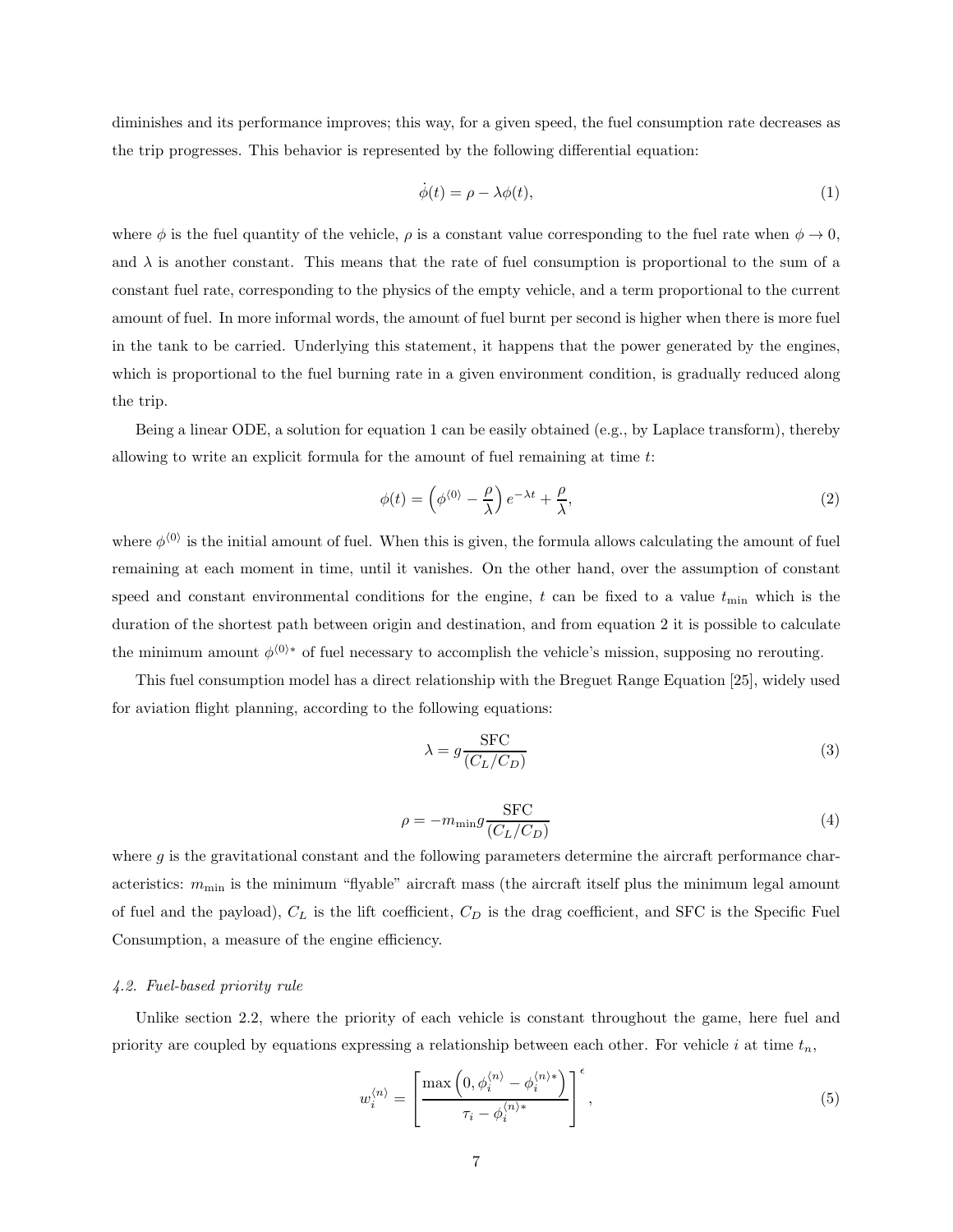diminishes and its performance improves; this way, for a given speed, the fuel consumption rate decreases as the trip progresses. This behavior is represented by the following differential equation:

$$\dot{\phi}(t) = \rho - \lambda\phi(t), \tag{1}$$

where $\phi$ is the fuel quantity of the vehicle, $\rho$ is a constant value corresponding to the fuel rate when $\phi \to 0$, and $\lambda$ is another constant. This means that the rate of fuel consumption is proportional to the sum of a constant fuel rate, corresponding to the physics of the empty vehicle, and a term proportional to the current amount of fuel. In more informal words, the amount of fuel burnt per second is higher when there is more fuel in the tank to be carried. Underlying this statement, it happens that the power generated by the engines, which is proportional to the fuel burning rate in a given environment condition, is gradually reduced along the trip.

Being a linear ODE, a solution for equation 1 can be easily obtained (e.g., by Laplace transform), thereby allowing to write an explicit formula for the amount of fuel remaining at time $t$:

$$\phi(t) = \left(\phi^{\langle 0 \rangle} - \frac{\rho}{\lambda}\right) e^{-\lambda t} + \frac{\rho}{\lambda}, \tag{2}$$

where $\phi^{\langle 0 \rangle}$ is the initial amount of fuel. When this is given, the formula allows calculating the amount of fuel remaining at each moment in time, until it vanishes. On the other hand, over the assumption of constant speed and constant environmental conditions for the engine, $t$ can be fixed to a value $t_{\min}$ which is the duration of the shortest path between origin and destination, and from equation 2 it is possible to calculate the minimum amount $\phi^{\langle 0 \rangle *}$ of fuel necessary to accomplish the vehicle's mission, supposing no rerouting.

This fuel consumption model has a direct relationship with the Breguet Range Equation [25], widely used for aviation flight planning, according to the following equations:

$$\lambda = g \frac{\text{SFC}}{(C_L/C_D)} \tag{3}$$

$$\rho = -m_{\min} g \frac{\text{SFC}}{(C_L/C_D)} \tag{4}$$

where $g$ is the gravitational constant and the following parameters determine the aircraft performance characteristics: $m_{\min}$ is the minimum "flyable" aircraft mass (the aircraft itself plus the minimum legal amount of fuel and the payload), $C_L$ is the lift coefficient, $C_D$ is the drag coefficient, and SFC is the Specific Fuel Consumption, a measure of the engine efficiency.

### *4.2. Fuel-based priority rule*

Unlike section 2.2, where the priority of each vehicle is constant throughout the game, here fuel and priority are coupled by equations expressing a relationship between each other. For vehicle $i$ at time $t_n$,

$$w_i^{\langle n \rangle} = \left[ \frac{\max\left(0, \phi_i^{\langle n \rangle} - \phi_i^{\langle n \rangle *}\right)}{\tau_i - \phi_i^{\langle n \rangle *}} \right]^{\epsilon}, \tag{5}$$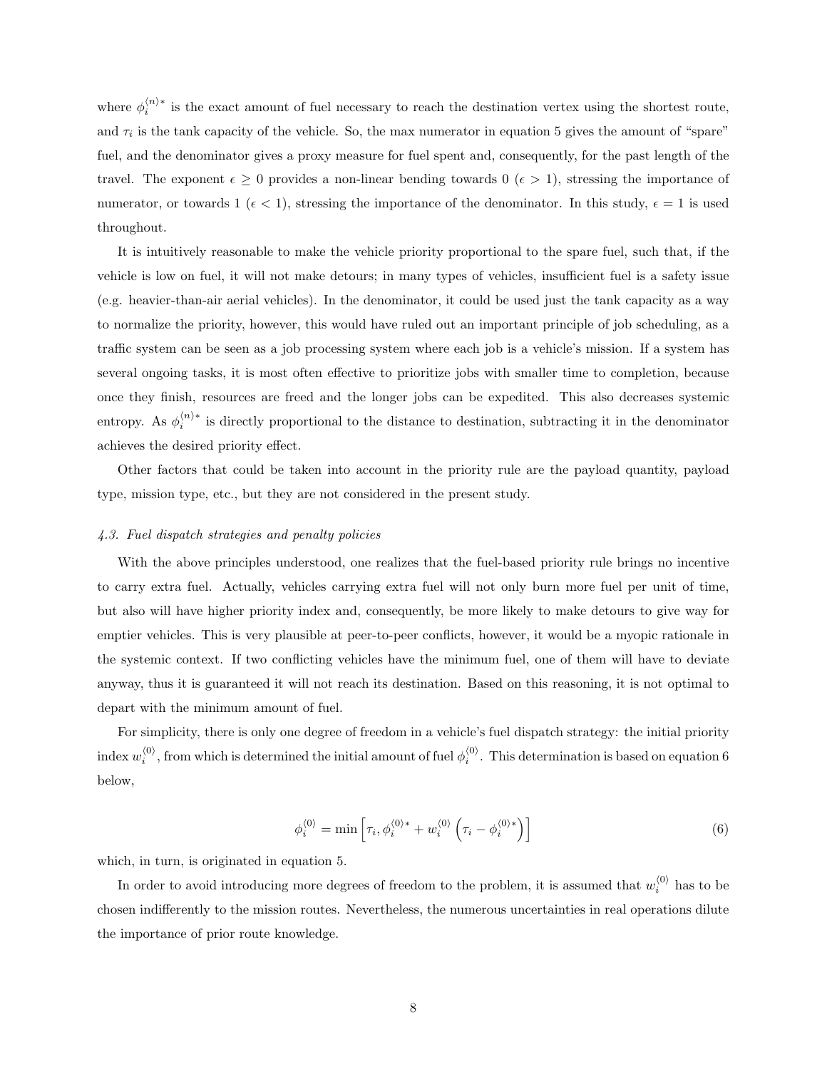where $\phi_i^{\langle n \rangle *}$ is the exact amount of fuel necessary to reach the destination vertex using the shortest route, and $\tau_i$ is the tank capacity of the vehicle. So, the max numerator in equation 5 gives the amount of "spare" fuel, and the denominator gives a proxy measure for fuel spent and, consequently, for the past length of the travel. The exponent $\epsilon \geq 0$ provides a non-linear bending towards 0 ($\epsilon > 1$), stressing the importance of numerator, or towards 1 ($\epsilon < 1$), stressing the importance of the denominator. In this study, $\epsilon = 1$ is used throughout.

It is intuitively reasonable to make the vehicle priority proportional to the spare fuel, such that, if the vehicle is low on fuel, it will not make detours; in many types of vehicles, insufficient fuel is a safety issue (e.g. heavier-than-air aerial vehicles). In the denominator, it could be used just the tank capacity as a way to normalize the priority, however, this would have ruled out an important principle of job scheduling, as a traffic system can be seen as a job processing system where each job is a vehicle's mission. If a system has several ongoing tasks, it is most often effective to prioritize jobs with smaller time to completion, because once they finish, resources are freed and the longer jobs can be expedited. This also decreases systemic entropy. As $\phi_i^{\langle n \rangle *}$ is directly proportional to the distance to destination, subtracting it in the denominator achieves the desired priority effect.

Other factors that could be taken into account in the priority rule are the payload quantity, payload type, mission type, etc., but they are not considered in the present study.

### *4.3. Fuel dispatch strategies and penalty policies*

With the above principles understood, one realizes that the fuel-based priority rule brings no incentive to carry extra fuel. Actually, vehicles carrying extra fuel will not only burn more fuel per unit of time, but also will have higher priority index and, consequently, be more likely to make detours to give way for emptier vehicles. This is very plausible at peer-to-peer conflicts, however, it would be a myopic rationale in the systemic context. If two conflicting vehicles have the minimum fuel, one of them will have to deviate anyway, thus it is guaranteed it will not reach its destination. Based on this reasoning, it is not optimal to depart with the minimum amount of fuel.

For simplicity, there is only one degree of freedom in a vehicle's fuel dispatch strategy: the initial priority index $w_i^{\langle 0 \rangle}$, from which is determined the initial amount of fuel $\phi_i^{\langle 0 \rangle}$. This determination is based on equation 6 below,

$$\phi_i^{\langle 0 \rangle} = \min\left[\tau_i, \phi_i^{\langle 0 \rangle *} + w_i^{\langle 0 \rangle}\left(\tau_i - \phi_i^{\langle 0 \rangle *}\right)\right] \tag{6}$$

which, in turn, is originated in equation 5.

In order to avoid introducing more degrees of freedom to the problem, it is assumed that $w_i^{\langle 0 \rangle}$ has to be chosen indifferently to the mission routes. Nevertheless, the numerous uncertainties in real operations dilute the importance of prior route knowledge.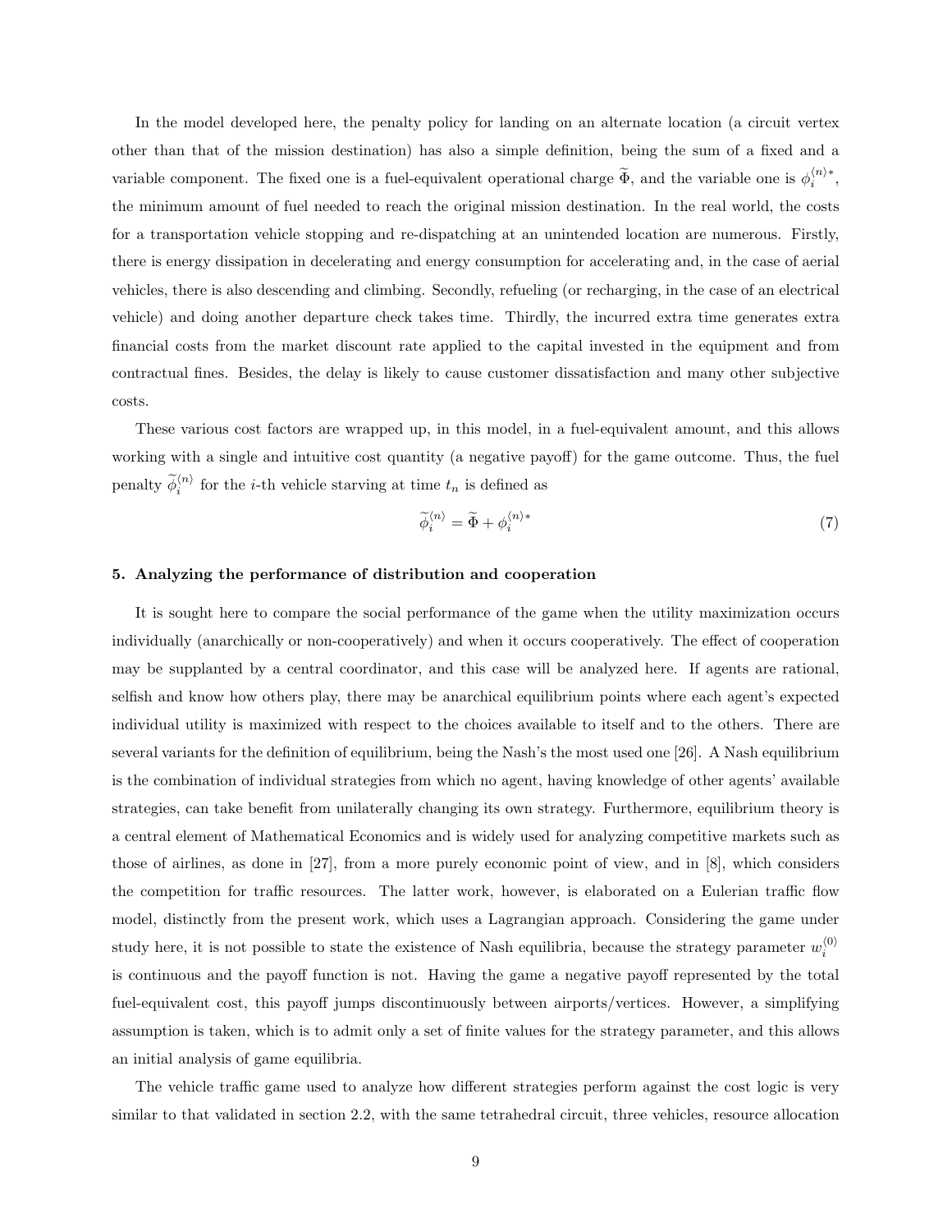In the model developed here, the penalty policy for landing on an alternate location (a circuit vertex other than that of the mission destination) has also a simple definition, being the sum of a fixed and a variable component. The fixed one is a fuel-equivalent operational charge $\widetilde{\Phi}$, and the variable one is $\phi_i^{\langle n \rangle *}$, the minimum amount of fuel needed to reach the original mission destination. In the real world, the costs for a transportation vehicle stopping and re-dispatching at an unintended location are numerous. Firstly, there is energy dissipation in decelerating and energy consumption for accelerating and, in the case of aerial vehicles, there is also descending and climbing. Secondly, refueling (or recharging, in the case of an electrical vehicle) and doing another departure check takes time. Thirdly, the incurred extra time generates extra financial costs from the market discount rate applied to the capital invested in the equipment and from contractual fines. Besides, the delay is likely to cause customer dissatisfaction and many other subjective costs.

These various cost factors are wrapped up, in this model, in a fuel-equivalent amount, and this allows working with a single and intuitive cost quantity (a negative payoff) for the game outcome. Thus, the fuel penalty $\widetilde{\phi}_i^{\langle n \rangle}$ for the $i$-th vehicle starving at time $t_n$ is defined as

$$\widetilde{\phi}_i^{\langle n \rangle} = \widetilde{\Phi} + \phi_i^{\langle n \rangle *} \tag{7}$$

## 5. Analyzing the performance of distribution and cooperation

It is sought here to compare the social performance of the game when the utility maximization occurs individually (anarchically or non-cooperatively) and when it occurs cooperatively. The effect of cooperation may be supplanted by a central coordinator, and this case will be analyzed here. If agents are rational, selfish and know how others play, there may be anarchical equilibrium points where each agent's expected individual utility is maximized with respect to the choices available to itself and to the others. There are several variants for the definition of equilibrium, being the Nash's the most used one [26]. A Nash equilibrium is the combination of individual strategies from which no agent, having knowledge of other agents' available strategies, can take benefit from unilaterally changing its own strategy. Furthermore, equilibrium theory is a central element of Mathematical Economics and is widely used for analyzing competitive markets such as those of airlines, as done in [27], from a more purely economic point of view, and in [8], which considers the competition for traffic resources. The latter work, however, is elaborated on a Eulerian traffic flow model, distinctly from the present work, which uses a Lagrangian approach. Considering the game under study here, it is not possible to state the existence of Nash equilibria, because the strategy parameter $w_i^{\langle 0 \rangle}$ is continuous and the payoff function is not. Having the game a negative payoff represented by the total fuel-equivalent cost, this payoff jumps discontinuously between airports/vertices. However, a simplifying assumption is taken, which is to admit only a set of finite values for the strategy parameter, and this allows an initial analysis of game equilibria.

The vehicle traffic game used to analyze how different strategies perform against the cost logic is very similar to that validated in section 2.2, with the same tetrahedral circuit, three vehicles, resource allocation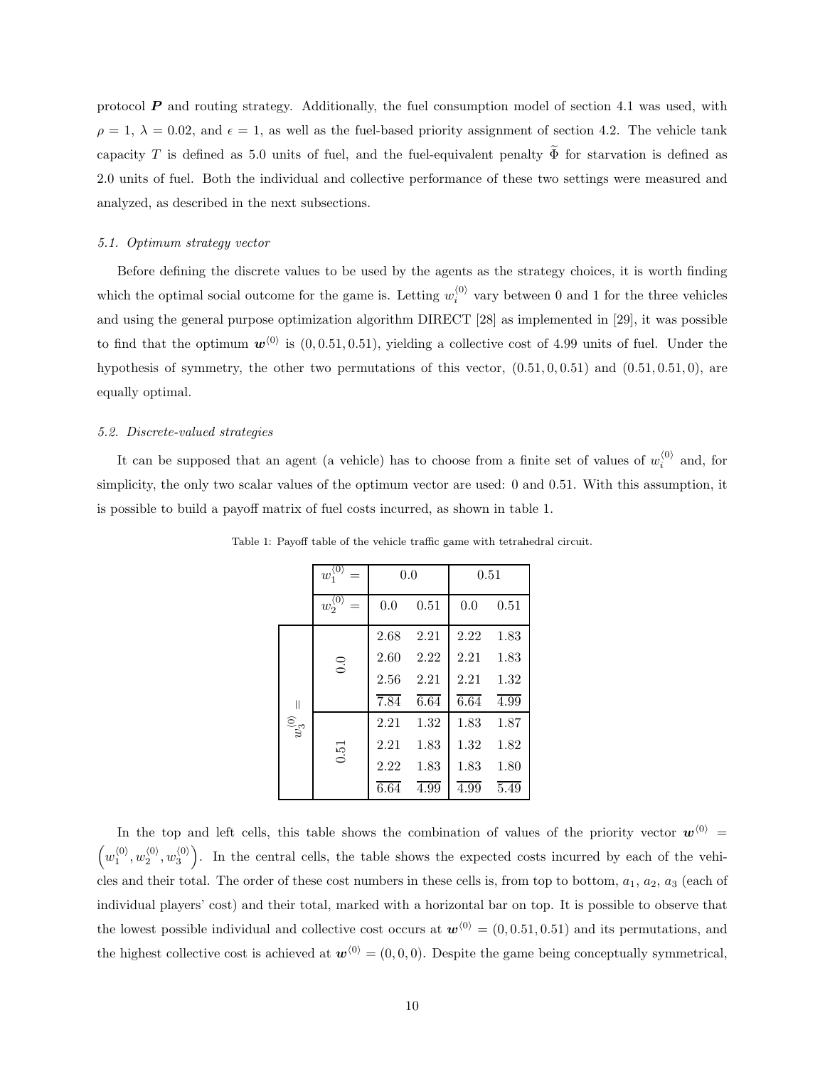protocol $\boldsymbol{P}$ and routing strategy. Additionally, the fuel consumption model of section 4.1 was used, with $\rho = 1$, $\lambda = 0.02$, and $\epsilon = 1$, as well as the fuel-based priority assignment of section 4.2. The vehicle tank capacity $T$ is defined as 5.0 units of fuel, and the fuel-equivalent penalty $\widetilde{\Phi}$ for starvation is defined as 2.0 units of fuel. Both the individual and collective performance of these two settings were measured and analyzed, as described in the next subsections.

### 5.1. Optimum strategy vector

Before defining the discrete values to be used by the agents as the strategy choices, it is worth finding which the optimal social outcome for the game is. Letting $w_i^{\langle 0 \rangle}$ vary between 0 and 1 for the three vehicles and using the general purpose optimization algorithm DIRECT [28] as implemented in [29], it was possible to find that the optimum $\boldsymbol{w}^{\langle 0 \rangle}$ is $(0, 0.51, 0.51)$, yielding a collective cost of 4.99 units of fuel. Under the hypothesis of symmetry, the other two permutations of this vector, $(0.51, 0, 0.51)$ and $(0.51, 0.51, 0)$, are equally optimal.

### 5.2. Discrete-valued strategies

It can be supposed that an agent (a vehicle) has to choose from a finite set of values of $w_i^{\langle 0 \rangle}$ and, for simplicity, the only two scalar values of the optimum vector are used: 0 and 0.51. With this assumption, it is possible to build a payoff matrix of fuel costs incurred, as shown in table 1.

Table 1: Payoff table of the vehicle traffic game with tetrahedral circuit.

| | $w_1^{\langle 0 \rangle} =$ | 0.0 | | 0.51 | |
|---|---|---|---|---|---|
| | $w_2^{\langle 0 \rangle} =$ | 0.0 | 0.51 | 0.0 | 0.51 |
| $w_3^{\langle 0 \rangle} =$ | 0.0 | 2.68 | 2.21 | 2.22 | 1.83 |
| | | 2.60 | 2.22 | 2.21 | 1.83 |
| | | 2.56 | 2.21 | 2.21 | 1.32 |
| | | $\overline{7.84}$ | $\overline{6.64}$ | $\overline{6.64}$ | $\overline{4.99}$ |
| | 0.51 | 2.21 | 1.32 | 1.83 | 1.87 |
| | | 2.21 | 1.83 | 1.32 | 1.82 |
| | | 2.22 | 1.83 | 1.83 | 1.80 |
| | | $\overline{6.64}$ | $\overline{4.99}$ | $\overline{4.99}$ | $\overline{5.49}$ |

In the top and left cells, this table shows the combination of values of the priority vector $\boldsymbol{w}^{\langle 0 \rangle} = \left(w_1^{\langle 0 \rangle}, w_2^{\langle 0 \rangle}, w_3^{\langle 0 \rangle}\right)$. In the central cells, the table shows the expected costs incurred by each of the vehicles and their total. The order of these cost numbers in these cells is, from top to bottom, $a_1$, $a_2$, $a_3$ (each of individual players' cost) and their total, marked with a horizontal bar on top. It is possible to observe that the lowest possible individual and collective cost occurs at $\boldsymbol{w}^{\langle 0 \rangle} = (0, 0.51, 0.51)$ and its permutations, and the highest collective cost is achieved at $\boldsymbol{w}^{\langle 0 \rangle} = (0, 0, 0)$. Despite the game being conceptually symmetrical,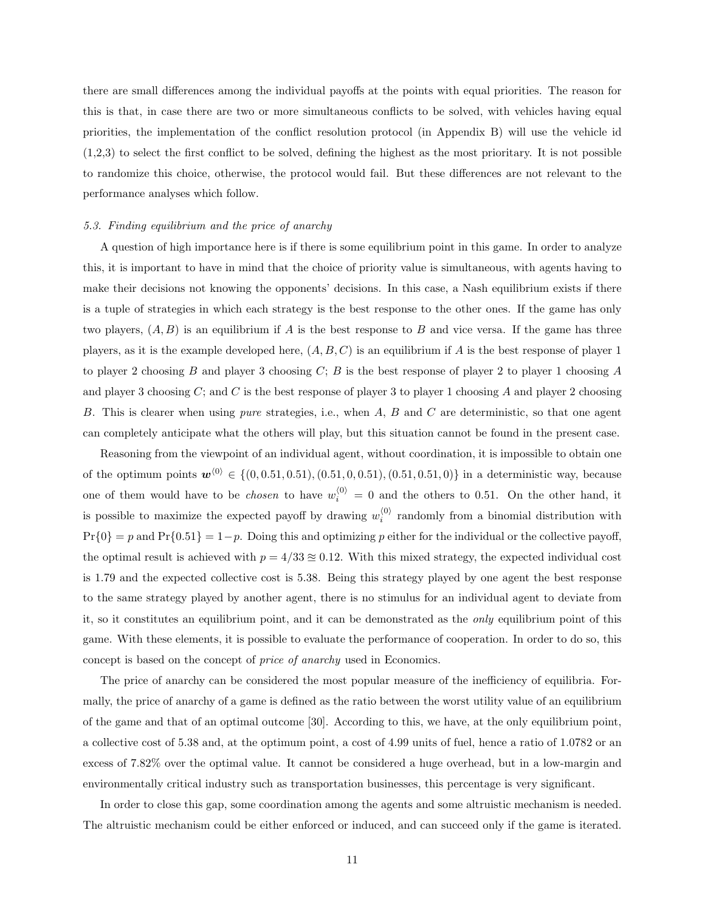there are small differences among the individual payoffs at the points with equal priorities. The reason for this is that, in case there are two or more simultaneous conflicts to be solved, with vehicles having equal priorities, the implementation of the conflict resolution protocol (in Appendix B) will use the vehicle id (1,2,3) to select the first conflict to be solved, defining the highest as the most prioritary. It is not possible to randomize this choice, otherwise, the protocol would fail. But these differences are not relevant to the performance analyses which follow.

### *5.3. Finding equilibrium and the price of anarchy*

A question of high importance here is if there is some equilibrium point in this game. In order to analyze this, it is important to have in mind that the choice of priority value is simultaneous, with agents having to make their decisions not knowing the opponents' decisions. In this case, a Nash equilibrium exists if there is a tuple of strategies in which each strategy is the best response to the other ones. If the game has only two players, $(A, B)$ is an equilibrium if $A$ is the best response to $B$ and vice versa. If the game has three players, as it is the example developed here, $(A, B, C)$ is an equilibrium if $A$ is the best response of player 1 to player 2 choosing $B$ and player 3 choosing $C$; $B$ is the best response of player 2 to player 1 choosing $A$ and player 3 choosing $C$; and $C$ is the best response of player 3 to player 1 choosing $A$ and player 2 choosing $B$. This is clearer when using *pure* strategies, i.e., when $A$, $B$ and $C$ are deterministic, so that one agent can completely anticipate what the others will play, but this situation cannot be found in the present case.

Reasoning from the viewpoint of an individual agent, without coordination, it is impossible to obtain one of the optimum points $\boldsymbol{w}^{\langle 0 \rangle} \in \{(0, 0.51, 0.51), (0.51, 0, 0.51), (0.51, 0.51, 0)\}$ in a deterministic way, because one of them would have to be *chosen* to have $w_i^{\langle 0 \rangle} = 0$ and the others to 0.51. On the other hand, it is possible to maximize the expected payoff by drawing $w_i^{\langle 0 \rangle}$ randomly from a binomial distribution with $\Pr\{0\} = p$ and $\Pr\{0.51\} = 1-p$. Doing this and optimizing $p$ either for the individual or the collective payoff, the optimal result is achieved with $p = 4/33 \cong 0.12$. With this mixed strategy, the expected individual cost is 1.79 and the expected collective cost is 5.38. Being this strategy played by one agent the best response to the same strategy played by another agent, there is no stimulus for an individual agent to deviate from it, so it constitutes an equilibrium point, and it can be demonstrated as the *only* equilibrium point of this game. With these elements, it is possible to evaluate the performance of cooperation. In order to do so, this concept is based on the concept of *price of anarchy* used in Economics.

The price of anarchy can be considered the most popular measure of the inefficiency of equilibria. Formally, the price of anarchy of a game is defined as the ratio between the worst utility value of an equilibrium of the game and that of an optimal outcome [30]. According to this, we have, at the only equilibrium point, a collective cost of 5.38 and, at the optimum point, a cost of 4.99 units of fuel, hence a ratio of 1.0782 or an excess of 7.82% over the optimal value. It cannot be considered a huge overhead, but in a low-margin and environmentally critical industry such as transportation businesses, this percentage is very significant.

In order to close this gap, some coordination among the agents and some altruistic mechanism is needed. The altruistic mechanism could be either enforced or induced, and can succeed only if the game is iterated.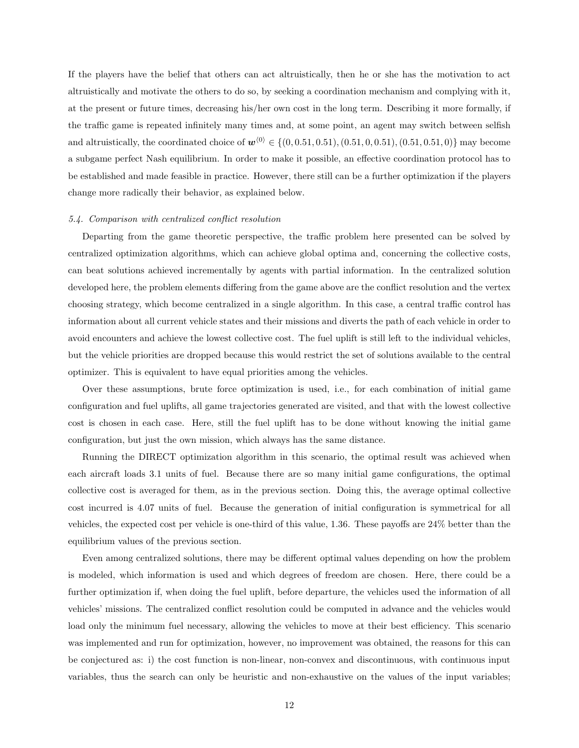If the players have the belief that others can act altruistically, then he or she has the motivation to act altruistically and motivate the others to do so, by seeking a coordination mechanism and complying with it, at the present or future times, decreasing his/her own cost in the long term. Describing it more formally, if the traffic game is repeated infinitely many times and, at some point, an agent may switch between selfish and altruistically, the coordinated choice of $\boldsymbol{w}^{\langle 0 \rangle} \in \{(0, 0.51, 0.51), (0.51, 0, 0.51), (0.51, 0.51, 0)\}$ may become a subgame perfect Nash equilibrium. In order to make it possible, an effective coordination protocol has to be established and made feasible in practice. However, there still can be a further optimization if the players change more radically their behavior, as explained below.

### *5.4. Comparison with centralized conflict resolution*

Departing from the game theoretic perspective, the traffic problem here presented can be solved by centralized optimization algorithms, which can achieve global optima and, concerning the collective costs, can beat solutions achieved incrementally by agents with partial information. In the centralized solution developed here, the problem elements differing from the game above are the conflict resolution and the vertex choosing strategy, which become centralized in a single algorithm. In this case, a central traffic control has information about all current vehicle states and their missions and diverts the path of each vehicle in order to avoid encounters and achieve the lowest collective cost. The fuel uplift is still left to the individual vehicles, but the vehicle priorities are dropped because this would restrict the set of solutions available to the central optimizer. This is equivalent to have equal priorities among the vehicles.

Over these assumptions, brute force optimization is used, i.e., for each combination of initial game configuration and fuel uplifts, all game trajectories generated are visited, and that with the lowest collective cost is chosen in each case. Here, still the fuel uplift has to be done without knowing the initial game configuration, but just the own mission, which always has the same distance.

Running the DIRECT optimization algorithm in this scenario, the optimal result was achieved when each aircraft loads 3.1 units of fuel. Because there are so many initial game configurations, the optimal collective cost is averaged for them, as in the previous section. Doing this, the average optimal collective cost incurred is 4.07 units of fuel. Because the generation of initial configuration is symmetrical for all vehicles, the expected cost per vehicle is one-third of this value, 1.36. These payoffs are 24% better than the equilibrium values of the previous section.

Even among centralized solutions, there may be different optimal values depending on how the problem is modeled, which information is used and which degrees of freedom are chosen. Here, there could be a further optimization if, when doing the fuel uplift, before departure, the vehicles used the information of all vehicles' missions. The centralized conflict resolution could be computed in advance and the vehicles would load only the minimum fuel necessary, allowing the vehicles to move at their best efficiency. This scenario was implemented and run for optimization, however, no improvement was obtained, the reasons for this can be conjectured as: i) the cost function is non-linear, non-convex and discontinuous, with continuous input variables, thus the search can only be heuristic and non-exhaustive on the values of the input variables;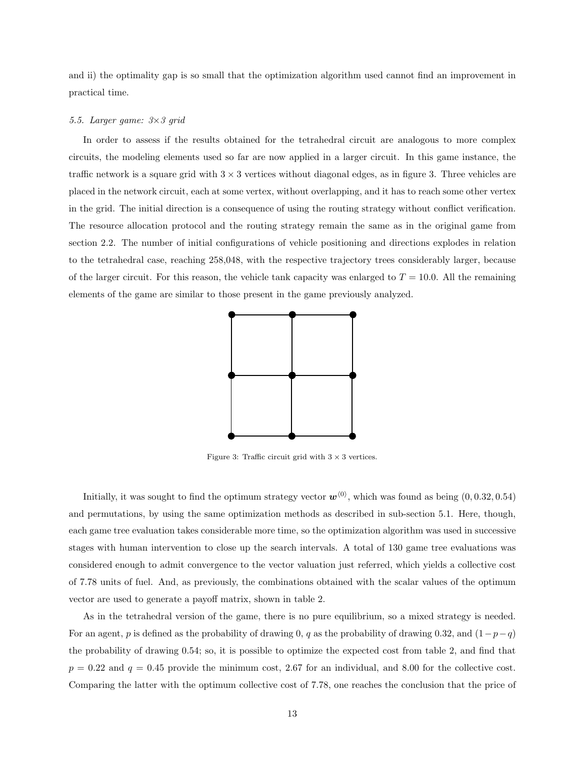and ii) the optimality gap is so small that the optimization algorithm used cannot find an improvement in practical time.

### 5.5. Larger game: 3×3 grid

In order to assess if the results obtained for the tetrahedral circuit are analogous to more complex circuits, the modeling elements used so far are now applied in a larger circuit. In this game instance, the traffic network is a square grid with $3 \times 3$ vertices without diagonal edges, as in figure 3. Three vehicles are placed in the network circuit, each at some vertex, without overlapping, and it has to reach some other vertex in the grid. The initial direction is a consequence of using the routing strategy without conflict verification. The resource allocation protocol and the routing strategy remain the same as in the original game from section 2.2. The number of initial configurations of vehicle positioning and directions explodes in relation to the tetrahedral case, reaching 258,048, with the respective trajectory trees considerably larger, because of the larger circuit. For this reason, the vehicle tank capacity was enlarged to $T = 10.0$. All the remaining elements of the game are similar to those present in the game previously analyzed.

Figure 3: Traffic circuit grid with $3 \times 3$ vertices.

Initially, it was sought to find the optimum strategy vector $\boldsymbol{w}^{\langle 0 \rangle}$, which was found as being $(0, 0.32, 0.54)$ and permutations, by using the same optimization methods as described in sub-section 5.1. Here, though, each game tree evaluation takes considerable more time, so the optimization algorithm was used in successive stages with human intervention to close up the search intervals. A total of 130 game tree evaluations was considered enough to admit convergence to the vector valuation just referred, which yields a collective cost of 7.78 units of fuel. And, as previously, the combinations obtained with the scalar values of the optimum vector are used to generate a payoff matrix, shown in table 2.

As in the tetrahedral version of the game, there is no pure equilibrium, so a mixed strategy is needed. For an agent, $p$ is defined as the probability of drawing 0, $q$ as the probability of drawing 0.32, and $(1-p-q)$ the probability of drawing 0.54; so, it is possible to optimize the expected cost from table 2, and find that $p = 0.22$ and $q = 0.45$ provide the minimum cost, 2.67 for an individual, and 8.00 for the collective cost. Comparing the latter with the optimum collective cost of 7.78, one reaches the conclusion that the price of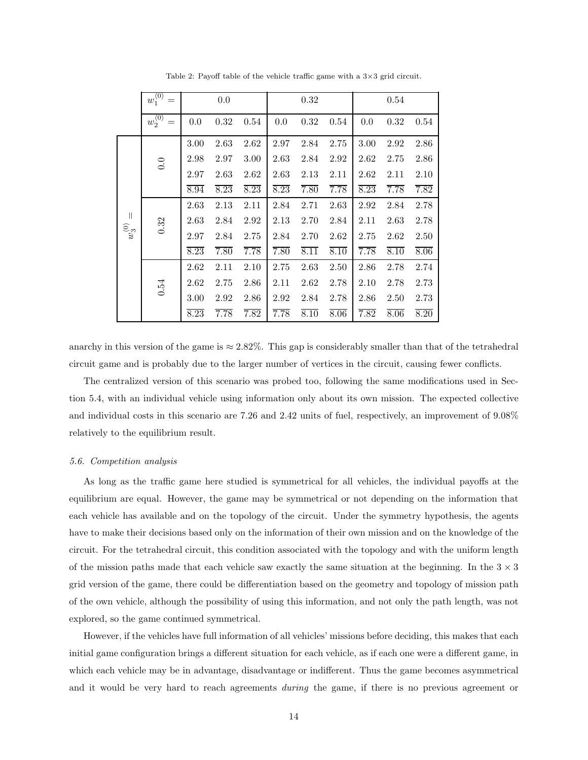Table 2: Payoff table of the vehicle traffic game with a 3×3 grid circuit.

| | $w_1^{\langle 0 \rangle} =$ | 0.0 | | | 0.32 | | | 0.54 | | |
|---|---|---|---|---|---|---|---|---|---|---|
| | $w_2^{\langle 0 \rangle} =$ | 0.0 | 0.32 | 0.54 | 0.0 | 0.32 | 0.54 | 0.0 | 0.32 | 0.54 |
| $w_3^{\langle 0 \rangle} =$ | 0.0 | 3.00 | 2.63 | 2.62 | 2.97 | 2.84 | 2.75 | 3.00 | 2.92 | 2.86 |
| | | 2.98 | 2.97 | 3.00 | 2.63 | 2.84 | 2.92 | 2.62 | 2.75 | 2.86 |
| | | 2.97 | 2.63 | 2.62 | 2.63 | 2.13 | 2.11 | 2.62 | 2.11 | 2.10 |
| | | $\overline{8.94}$ | $\overline{8.23}$ | $\overline{8.23}$ | $\overline{8.23}$ | $\overline{7.80}$ | $\overline{7.78}$ | $\overline{8.23}$ | $\overline{7.78}$ | $\overline{7.82}$ |
| | 0.32 | 2.63 | 2.13 | 2.11 | 2.84 | 2.71 | 2.63 | 2.92 | 2.84 | 2.78 |
| | | 2.63 | 2.84 | 2.92 | 2.13 | 2.70 | 2.84 | 2.11 | 2.63 | 2.78 |
| | | 2.97 | 2.84 | 2.75 | 2.84 | 2.70 | 2.62 | 2.75 | 2.62 | 2.50 |
| | | $\overline{8.23}$ | $\overline{7.80}$ | $\overline{7.78}$ | $\overline{7.80}$ | $\overline{8.11}$ | $\overline{8.10}$ | $\overline{7.78}$ | $\overline{8.10}$ | $\overline{8.06}$ |
| | 0.54 | 2.62 | 2.11 | 2.10 | 2.75 | 2.63 | 2.50 | 2.86 | 2.78 | 2.74 |
| | | 2.62 | 2.75 | 2.86 | 2.11 | 2.62 | 2.78 | 2.10 | 2.78 | 2.73 |
| | | 3.00 | 2.92 | 2.86 | 2.92 | 2.84 | 2.78 | 2.86 | 2.50 | 2.73 |
| | | $\overline{8.23}$ | $\overline{7.78}$ | $\overline{7.82}$ | $\overline{7.78}$ | $\overline{8.10}$ | $\overline{8.06}$ | $\overline{7.82}$ | $\overline{8.06}$ | $\overline{8.20}$ |

anarchy in this version of the game is $\approx 2.82\%$. This gap is considerably smaller than that of the tetrahedral circuit game and is probably due to the larger number of vertices in the circuit, causing fewer conflicts.

The centralized version of this scenario was probed too, following the same modifications used in Section 5.4, with an individual vehicle using information only about its own mission. The expected collective and individual costs in this scenario are 7.26 and 2.42 units of fuel, respectively, an improvement of 9.08% relatively to the equilibrium result.

### 5.6. Competition analysis

As long as the traffic game here studied is symmetrical for all vehicles, the individual payoffs at the equilibrium are equal. However, the game may be symmetrical or not depending on the information that each vehicle has available and on the topology of the circuit. Under the symmetry hypothesis, the agents have to make their decisions based only on the information of their own mission and on the knowledge of the circuit. For the tetrahedral circuit, this condition associated with the topology and with the uniform length of the mission paths made that each vehicle saw exactly the same situation at the beginning. In the $3 \times 3$ grid version of the game, there could be differentiation based on the geometry and topology of mission path of the own vehicle, although the possibility of using this information, and not only the path length, was not explored, so the game continued symmetrical.

However, if the vehicles have full information of all vehicles' missions before deciding, this makes that each initial game configuration brings a different situation for each vehicle, as if each one were a different game, in which each vehicle may be in advantage, disadvantage or indifferent. Thus the game becomes asymmetrical and it would be very hard to reach agreements *during* the game, if there is no previous agreement or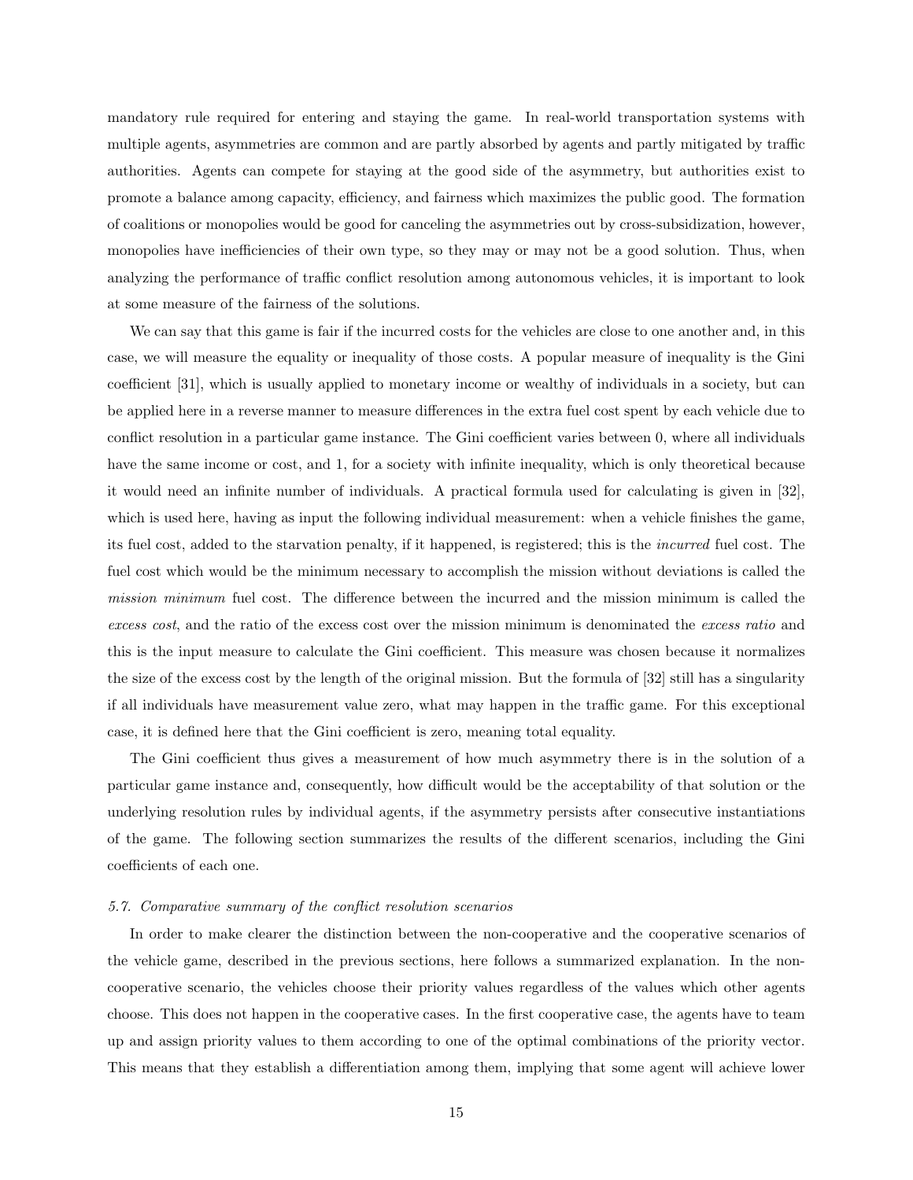mandatory rule required for entering and staying the game. In real-world transportation systems with multiple agents, asymmetries are common and are partly absorbed by agents and partly mitigated by traffic authorities. Agents can compete for staying at the good side of the asymmetry, but authorities exist to promote a balance among capacity, efficiency, and fairness which maximizes the public good. The formation of coalitions or monopolies would be good for canceling the asymmetries out by cross-subsidization, however, monopolies have inefficiencies of their own type, so they may or may not be a good solution. Thus, when analyzing the performance of traffic conflict resolution among autonomous vehicles, it is important to look at some measure of the fairness of the solutions.

We can say that this game is fair if the incurred costs for the vehicles are close to one another and, in this case, we will measure the equality or inequality of those costs. A popular measure of inequality is the Gini coefficient [31], which is usually applied to monetary income or wealthy of individuals in a society, but can be applied here in a reverse manner to measure differences in the extra fuel cost spent by each vehicle due to conflict resolution in a particular game instance. The Gini coefficient varies between 0, where all individuals have the same income or cost, and 1, for a society with infinite inequality, which is only theoretical because it would need an infinite number of individuals. A practical formula used for calculating is given in [32], which is used here, having as input the following individual measurement: when a vehicle finishes the game, its fuel cost, added to the starvation penalty, if it happened, is registered; this is the *incurred* fuel cost. The fuel cost which would be the minimum necessary to accomplish the mission without deviations is called the *mission minimum* fuel cost. The difference between the incurred and the mission minimum is called the *excess cost*, and the ratio of the excess cost over the mission minimum is denominated the *excess ratio* and this is the input measure to calculate the Gini coefficient. This measure was chosen because it normalizes the size of the excess cost by the length of the original mission. But the formula of [32] still has a singularity if all individuals have measurement value zero, what may happen in the traffic game. For this exceptional case, it is defined here that the Gini coefficient is zero, meaning total equality.

The Gini coefficient thus gives a measurement of how much asymmetry there is in the solution of a particular game instance and, consequently, how difficult would be the acceptability of that solution or the underlying resolution rules by individual agents, if the asymmetry persists after consecutive instantiations of the game. The following section summarizes the results of the different scenarios, including the Gini coefficients of each one.

### 5.7. Comparative summary of the conflict resolution scenarios

In order to make clearer the distinction between the non-cooperative and the cooperative scenarios of the vehicle game, described in the previous sections, here follows a summarized explanation. In the non-cooperative scenario, the vehicles choose their priority values regardless of the values which other agents choose. This does not happen in the cooperative cases. In the first cooperative case, the agents have to team up and assign priority values to them according to one of the optimal combinations of the priority vector. This means that they establish a differentiation among them, implying that some agent will achieve lower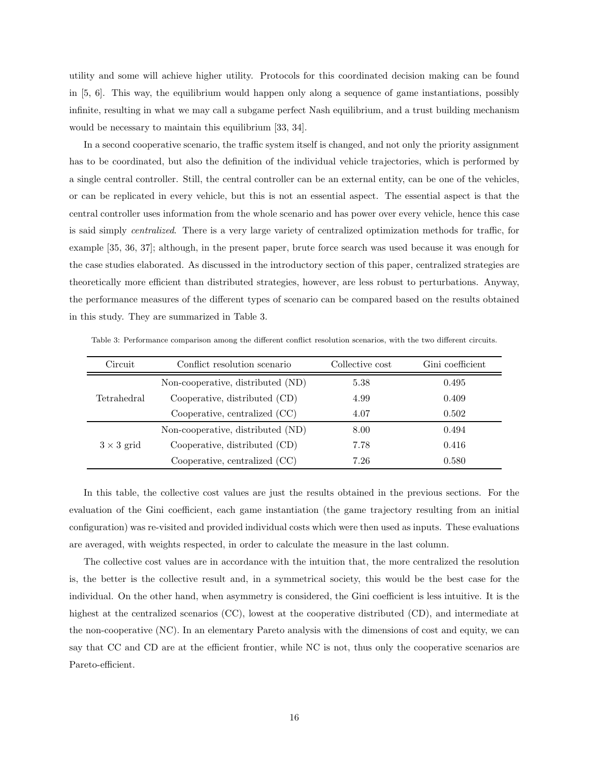utility and some will achieve higher utility. Protocols for this coordinated decision making can be found in [5, 6]. This way, the equilibrium would happen only along a sequence of game instantiations, possibly infinite, resulting in what we may call a subgame perfect Nash equilibrium, and a trust building mechanism would be necessary to maintain this equilibrium [33, 34].

In a second cooperative scenario, the traffic system itself is changed, and not only the priority assignment has to be coordinated, but also the definition of the individual vehicle trajectories, which is performed by a single central controller. Still, the central controller can be an external entity, can be one of the vehicles, or can be replicated in every vehicle, but this is not an essential aspect. The essential aspect is that the central controller uses information from the whole scenario and has power over every vehicle, hence this case is said simply *centralized*. There is a very large variety of centralized optimization methods for traffic, for example [35, 36, 37]; although, in the present paper, brute force search was used because it was enough for the case studies elaborated. As discussed in the introductory section of this paper, centralized strategies are theoretically more efficient than distributed strategies, however, are less robust to perturbations. Anyway, the performance measures of the different types of scenario can be compared based on the results obtained in this study. They are summarized in Table 3.

Table 3: Performance comparison among the different conflict resolution scenarios, with the two different circuits.

| Circuit | Conflict resolution scenario | Collective cost | Gini coefficient |
|---|---|---|---|
| Tetrahedral | Non-cooperative, distributed (ND) | 5.38 | 0.495 |
| | Cooperative, distributed (CD) | 4.99 | 0.409 |
| | Cooperative, centralized (CC) | 4.07 | 0.502 |
| $3 \times 3$ grid | Non-cooperative, distributed (ND) | 8.00 | 0.494 |
| | Cooperative, distributed (CD) | 7.78 | 0.416 |
| | Cooperative, centralized (CC) | 7.26 | 0.580 |

In this table, the collective cost values are just the results obtained in the previous sections. For the evaluation of the Gini coefficient, each game instantiation (the game trajectory resulting from an initial configuration) was re-visited and provided individual costs which were then used as inputs. These evaluations are averaged, with weights respected, in order to calculate the measure in the last column.

The collective cost values are in accordance with the intuition that, the more centralized the resolution is, the better is the collective result and, in a symmetrical society, this would be the best case for the individual. On the other hand, when asymmetry is considered, the Gini coefficient is less intuitive. It is the highest at the centralized scenarios (CC), lowest at the cooperative distributed (CD), and intermediate at the non-cooperative (NC). In an elementary Pareto analysis with the dimensions of cost and equity, we can say that CC and CD are at the efficient frontier, while NC is not, thus only the cooperative scenarios are Pareto-efficient.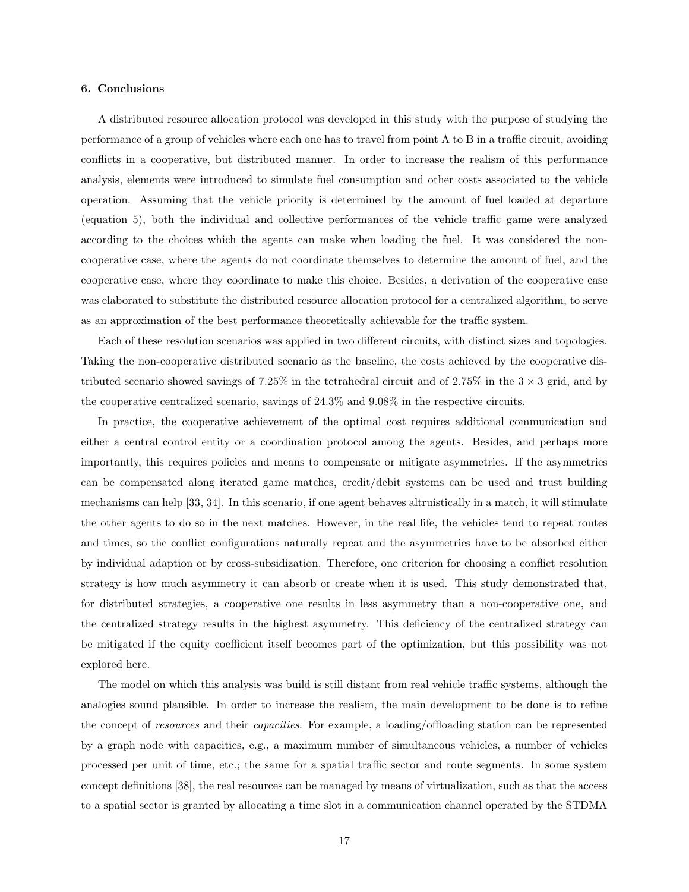## 6. Conclusions

A distributed resource allocation protocol was developed in this study with the purpose of studying the performance of a group of vehicles where each one has to travel from point A to B in a traffic circuit, avoiding conflicts in a cooperative, but distributed manner. In order to increase the realism of this performance analysis, elements were introduced to simulate fuel consumption and other costs associated to the vehicle operation. Assuming that the vehicle priority is determined by the amount of fuel loaded at departure (equation 5), both the individual and collective performances of the vehicle traffic game were analyzed according to the choices which the agents can make when loading the fuel. It was considered the non-cooperative case, where the agents do not coordinate themselves to determine the amount of fuel, and the cooperative case, where they coordinate to make this choice. Besides, a derivation of the cooperative case was elaborated to substitute the distributed resource allocation protocol for a centralized algorithm, to serve as an approximation of the best performance theoretically achievable for the traffic system.

Each of these resolution scenarios was applied in two different circuits, with distinct sizes and topologies. Taking the non-cooperative distributed scenario as the baseline, the costs achieved by the cooperative distributed scenario showed savings of 7.25% in the tetrahedral circuit and of 2.75% in the $3 \times 3$ grid, and by the cooperative centralized scenario, savings of 24.3% and 9.08% in the respective circuits.

In practice, the cooperative achievement of the optimal cost requires additional communication and either a central control entity or a coordination protocol among the agents. Besides, and perhaps more importantly, this requires policies and means to compensate or mitigate asymmetries. If the asymmetries can be compensated along iterated game matches, credit/debit systems can be used and trust building mechanisms can help [33, 34]. In this scenario, if one agent behaves altruistically in a match, it will stimulate the other agents to do so in the next matches. However, in the real life, the vehicles tend to repeat routes and times, so the conflict configurations naturally repeat and the asymmetries have to be absorbed either by individual adaption or by cross-subsidization. Therefore, one criterion for choosing a conflict resolution strategy is how much asymmetry it can absorb or create when it is used. This study demonstrated that, for distributed strategies, a cooperative one results in less asymmetry than a non-cooperative one, and the centralized strategy results in the highest asymmetry. This deficiency of the centralized strategy can be mitigated if the equity coefficient itself becomes part of the optimization, but this possibility was not explored here.

The model on which this analysis was build is still distant from real vehicle traffic systems, although the analogies sound plausible. In order to increase the realism, the main development to be done is to refine the concept of *resources* and their *capacities*. For example, a loading/offloading station can be represented by a graph node with capacities, e.g., a maximum number of simultaneous vehicles, a number of vehicles processed per unit of time, etc.; the same for a spatial traffic sector and route segments. In some system concept definitions [38], the real resources can be managed by means of virtualization, such as that the access to a spatial sector is granted by allocating a time slot in a communication channel operated by the STDMA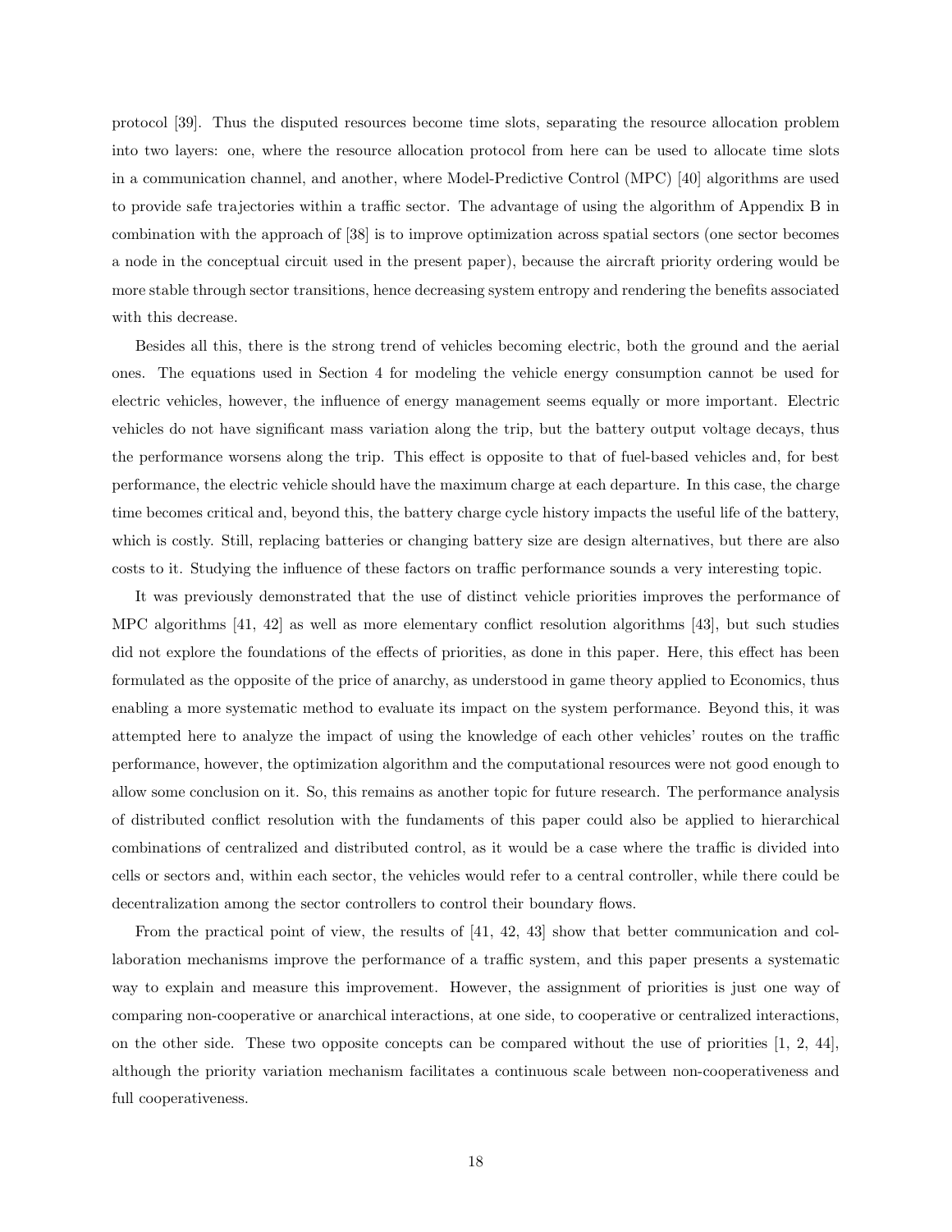protocol [39]. Thus the disputed resources become time slots, separating the resource allocation problem into two layers: one, where the resource allocation protocol from here can be used to allocate time slots in a communication channel, and another, where Model-Predictive Control (MPC) [40] algorithms are used to provide safe trajectories within a traffic sector. The advantage of using the algorithm of Appendix B in combination with the approach of [38] is to improve optimization across spatial sectors (one sector becomes a node in the conceptual circuit used in the present paper), because the aircraft priority ordering would be more stable through sector transitions, hence decreasing system entropy and rendering the benefits associated with this decrease.

Besides all this, there is the strong trend of vehicles becoming electric, both the ground and the aerial ones. The equations used in Section 4 for modeling the vehicle energy consumption cannot be used for electric vehicles, however, the influence of energy management seems equally or more important. Electric vehicles do not have significant mass variation along the trip, but the battery output voltage decays, thus the performance worsens along the trip. This effect is opposite to that of fuel-based vehicles and, for best performance, the electric vehicle should have the maximum charge at each departure. In this case, the charge time becomes critical and, beyond this, the battery charge cycle history impacts the useful life of the battery, which is costly. Still, replacing batteries or changing battery size are design alternatives, but there are also costs to it. Studying the influence of these factors on traffic performance sounds a very interesting topic.

It was previously demonstrated that the use of distinct vehicle priorities improves the performance of MPC algorithms [41, 42] as well as more elementary conflict resolution algorithms [43], but such studies did not explore the foundations of the effects of priorities, as done in this paper. Here, this effect has been formulated as the opposite of the price of anarchy, as understood in game theory applied to Economics, thus enabling a more systematic method to evaluate its impact on the system performance. Beyond this, it was attempted here to analyze the impact of using the knowledge of each other vehicles' routes on the traffic performance, however, the optimization algorithm and the computational resources were not good enough to allow some conclusion on it. So, this remains as another topic for future research. The performance analysis of distributed conflict resolution with the fundaments of this paper could also be applied to hierarchical combinations of centralized and distributed control, as it would be a case where the traffic is divided into cells or sectors and, within each sector, the vehicles would refer to a central controller, while there could be decentralization among the sector controllers to control their boundary flows.

From the practical point of view, the results of [41, 42, 43] show that better communication and collaboration mechanisms improve the performance of a traffic system, and this paper presents a systematic way to explain and measure this improvement. However, the assignment of priorities is just one way of comparing non-cooperative or anarchical interactions, at one side, to cooperative or centralized interactions, on the other side. These two opposite concepts can be compared without the use of priorities [1, 2, 44], although the priority variation mechanism facilitates a continuous scale between non-cooperativeness and full cooperativeness.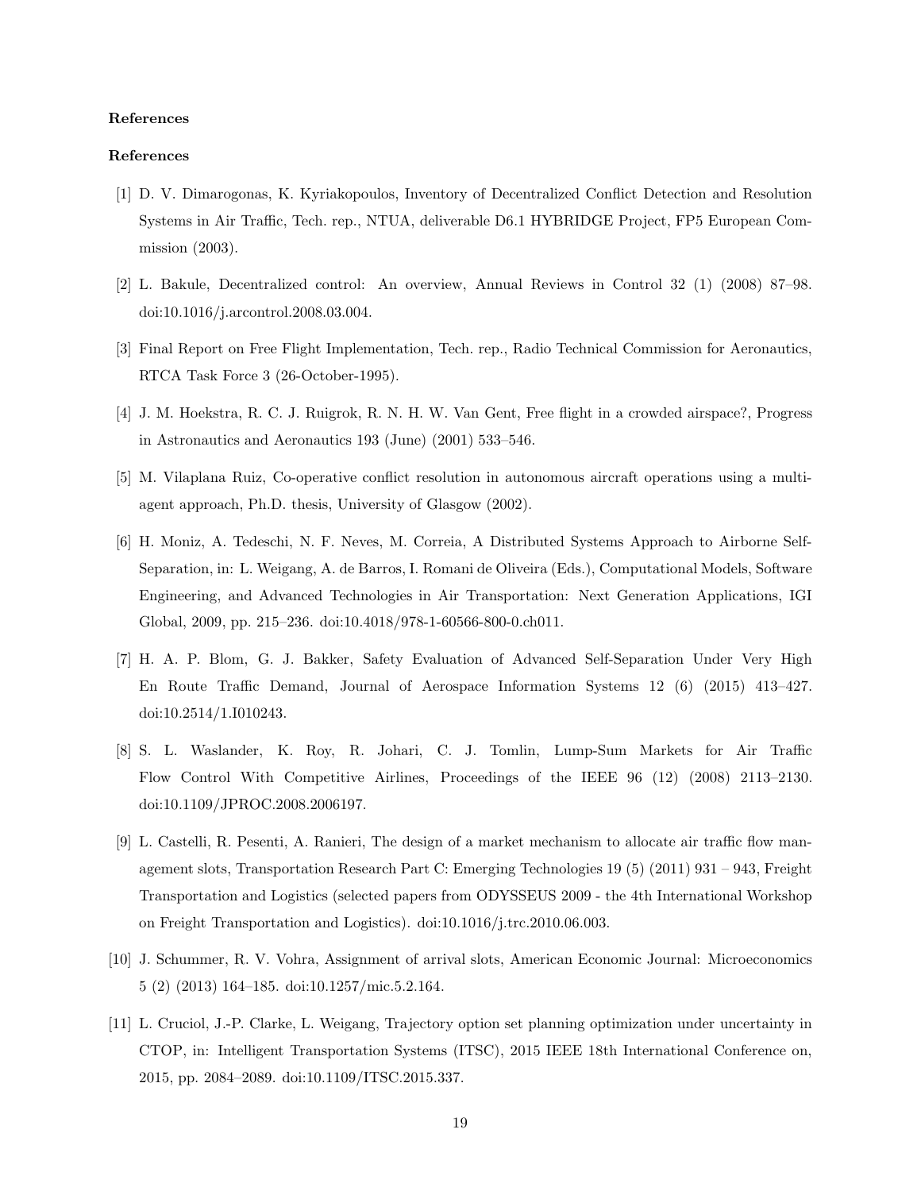## References

## References

[1] D. V. Dimarogonas, K. Kyriakopoulos, Inventory of Decentralized Conflict Detection and Resolution Systems in Air Traffic, Tech. rep., NTUA, deliverable D6.1 HYBRIDGE Project, FP5 European Commission (2003).

[2] L. Bakule, Decentralized control: An overview, Annual Reviews in Control 32 (1) (2008) 87–98. doi:10.1016/j.arcontrol.2008.03.004.

[3] Final Report on Free Flight Implementation, Tech. rep., Radio Technical Commission for Aeronautics, RTCA Task Force 3 (26-October-1995).

[4] J. M. Hoekstra, R. C. J. Ruigrok, R. N. H. W. Van Gent, Free flight in a crowded airspace?, Progress in Astronautics and Aeronautics 193 (June) (2001) 533–546.

[5] M. Vilaplana Ruiz, Co-operative conflict resolution in autonomous aircraft operations using a multi-agent approach, Ph.D. thesis, University of Glasgow (2002).

[6] H. Moniz, A. Tedeschi, N. F. Neves, M. Correia, A Distributed Systems Approach to Airborne Self-Separation, in: L. Weigang, A. de Barros, I. Romani de Oliveira (Eds.), Computational Models, Software Engineering, and Advanced Technologies in Air Transportation: Next Generation Applications, IGI Global, 2009, pp. 215–236. doi:10.4018/978-1-60566-800-0.ch011.

[7] H. A. P. Blom, G. J. Bakker, Safety Evaluation of Advanced Self-Separation Under Very High En Route Traffic Demand, Journal of Aerospace Information Systems 12 (6) (2015) 413–427. doi:10.2514/1.I010243.

[8] S. L. Waslander, K. Roy, R. Johari, C. J. Tomlin, Lump-Sum Markets for Air Traffic Flow Control With Competitive Airlines, Proceedings of the IEEE 96 (12) (2008) 2113–2130. doi:10.1109/JPROC.2008.2006197.

[9] L. Castelli, R. Pesenti, A. Ranieri, The design of a market mechanism to allocate air traffic flow management slots, Transportation Research Part C: Emerging Technologies 19 (5) (2011) 931 – 943, Freight Transportation and Logistics (selected papers from ODYSSEUS 2009 - the 4th International Workshop on Freight Transportation and Logistics). doi:10.1016/j.trc.2010.06.003.

[10] J. Schummer, R. V. Vohra, Assignment of arrival slots, American Economic Journal: Microeconomics 5 (2) (2013) 164–185. doi:10.1257/mic.5.2.164.

[11] L. Cruciol, J.-P. Clarke, L. Weigang, Trajectory option set planning optimization under uncertainty in CTOP, in: Intelligent Transportation Systems (ITSC), 2015 IEEE 18th International Conference on, 2015, pp. 2084–2089. doi:10.1109/ITSC.2015.337.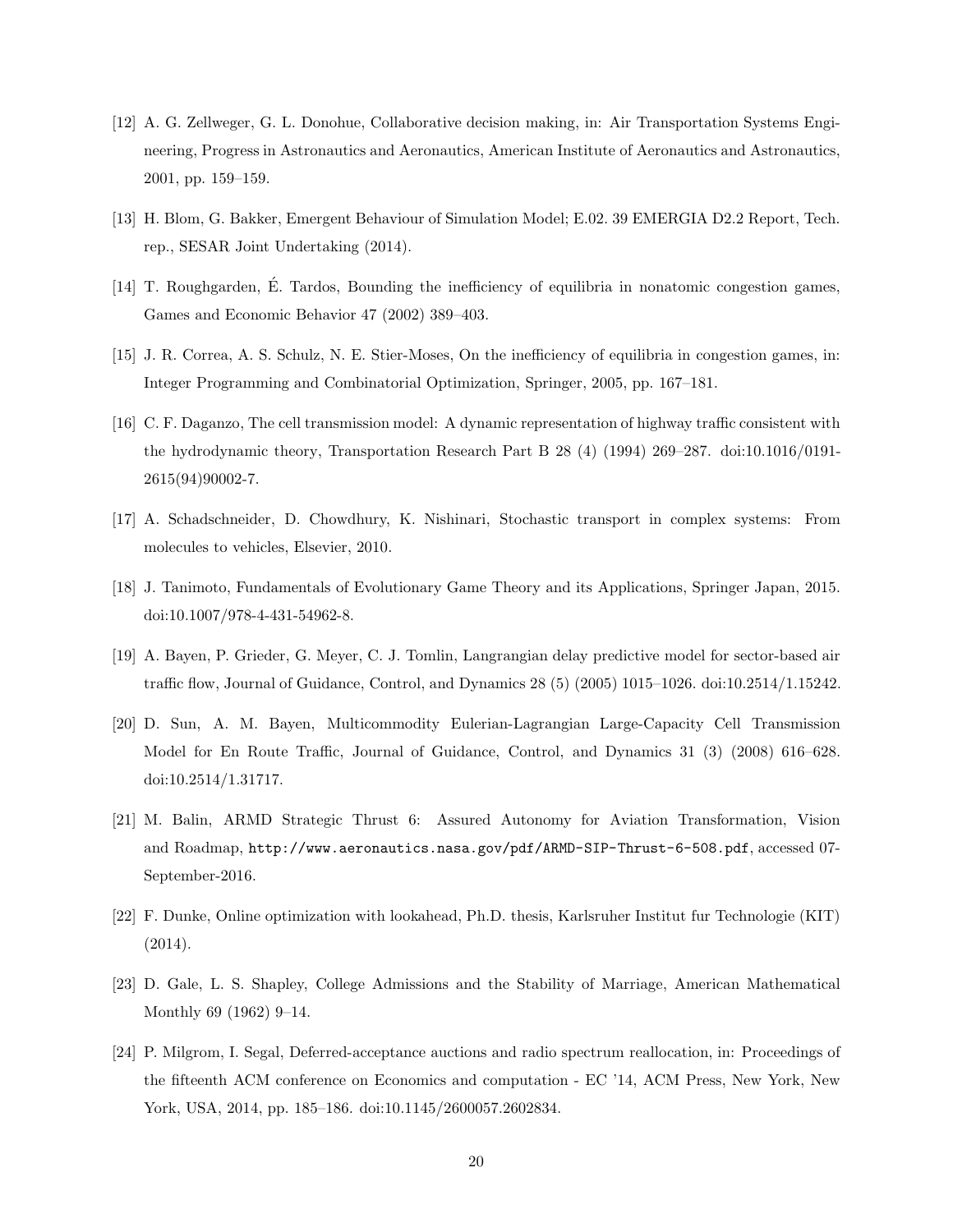[12] A. G. Zellweger, G. L. Donohue, Collaborative decision making, in: Air Transportation Systems Engineering, Progress in Astronautics and Aeronautics, American Institute of Aeronautics and Astronautics, 2001, pp. 159–159.

[13] H. Blom, G. Bakker, Emergent Behaviour of Simulation Model; E.02. 39 EMERGIA D2.2 Report, Tech. rep., SESAR Joint Undertaking (2014).

[14] T. Roughgarden, É. Tardos, Bounding the inefficiency of equilibria in nonatomic congestion games, Games and Economic Behavior 47 (2002) 389–403.

[15] J. R. Correa, A. S. Schulz, N. E. Stier-Moses, On the inefficiency of equilibria in congestion games, in: Integer Programming and Combinatorial Optimization, Springer, 2005, pp. 167–181.

[16] C. F. Daganzo, The cell transmission model: A dynamic representation of highway traffic consistent with the hydrodynamic theory, Transportation Research Part B 28 (4) (1994) 269–287. doi:10.1016/0191-2615(94)90002-7.

[17] A. Schadschneider, D. Chowdhury, K. Nishinari, Stochastic transport in complex systems: From molecules to vehicles, Elsevier, 2010.

[18] J. Tanimoto, Fundamentals of Evolutionary Game Theory and its Applications, Springer Japan, 2015. doi:10.1007/978-4-431-54962-8.

[19] A. Bayen, P. Grieder, G. Meyer, C. J. Tomlin, Langrangian delay predictive model for sector-based air traffic flow, Journal of Guidance, Control, and Dynamics 28 (5) (2005) 1015–1026. doi:10.2514/1.15242.

[20] D. Sun, A. M. Bayen, Multicommodity Eulerian-Lagrangian Large-Capacity Cell Transmission Model for En Route Traffic, Journal of Guidance, Control, and Dynamics 31 (3) (2008) 616–628. doi:10.2514/1.31717.

[21] M. Balin, ARMD Strategic Thrust 6: Assured Autonomy for Aviation Transformation, Vision and Roadmap, `http://www.aeronautics.nasa.gov/pdf/ARMD-SIP-Thrust-6-508.pdf`, accessed 07-September-2016.

[22] F. Dunke, Online optimization with lookahead, Ph.D. thesis, Karlsruher Institut fur Technologie (KIT) (2014).

[23] D. Gale, L. S. Shapley, College Admissions and the Stability of Marriage, American Mathematical Monthly 69 (1962) 9–14.

[24] P. Milgrom, I. Segal, Deferred-acceptance auctions and radio spectrum reallocation, in: Proceedings of the fifteenth ACM conference on Economics and computation - EC '14, ACM Press, New York, New York, USA, 2014, pp. 185–186. doi:10.1145/2600057.2602834.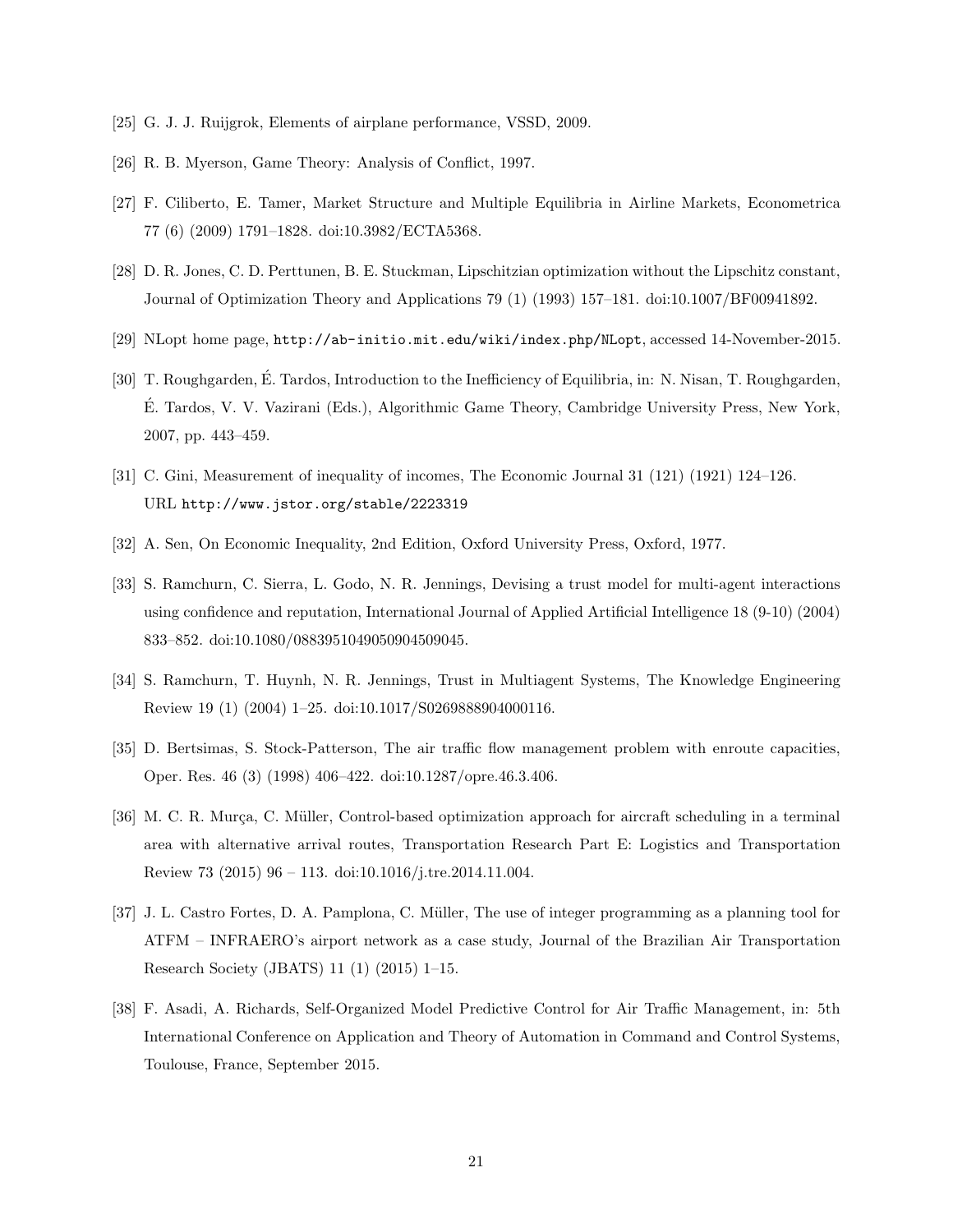[25] G. J. J. Ruijgrok, Elements of airplane performance, VSSD, 2009.

[26] R. B. Myerson, Game Theory: Analysis of Conflict, 1997.

[27] F. Ciliberto, E. Tamer, Market Structure and Multiple Equilibria in Airline Markets, Econometrica 77 (6) (2009) 1791–1828. doi:10.3982/ECTA5368.

[28] D. R. Jones, C. D. Perttunen, B. E. Stuckman, Lipschitzian optimization without the Lipschitz constant, Journal of Optimization Theory and Applications 79 (1) (1993) 157–181. doi:10.1007/BF00941892.

[29] NLopt home page, `http://ab-initio.mit.edu/wiki/index.php/NLopt`, accessed 14-November-2015.

[30] T. Roughgarden, É. Tardos, Introduction to the Inefficiency of Equilibria, in: N. Nisan, T. Roughgarden, É. Tardos, V. V. Vazirani (Eds.), Algorithmic Game Theory, Cambridge University Press, New York, 2007, pp. 443–459.

[31] C. Gini, Measurement of inequality of incomes, The Economic Journal 31 (121) (1921) 124–126. URL `http://www.jstor.org/stable/2223319`

[32] A. Sen, On Economic Inequality, 2nd Edition, Oxford University Press, Oxford, 1977.

[33] S. Ramchurn, C. Sierra, L. Godo, N. R. Jennings, Devising a trust model for multi-agent interactions using confidence and reputation, International Journal of Applied Artificial Intelligence 18 (9-10) (2004) 833–852. doi:10.1080/0883951049050904509045.

[34] S. Ramchurn, T. Huynh, N. R. Jennings, Trust in Multiagent Systems, The Knowledge Engineering Review 19 (1) (2004) 1–25. doi:10.1017/S0269888904000116.

[35] D. Bertsimas, S. Stock-Patterson, The air traffic flow management problem with enroute capacities, Oper. Res. 46 (3) (1998) 406–422. doi:10.1287/opre.46.3.406.

[36] M. C. R. Murça, C. Müller, Control-based optimization approach for aircraft scheduling in a terminal area with alternative arrival routes, Transportation Research Part E: Logistics and Transportation Review 73 (2015) 96 – 113. doi:10.1016/j.tre.2014.11.004.

[37] J. L. Castro Fortes, D. A. Pamplona, C. Müller, The use of integer programming as a planning tool for ATFM – INFRAERO's airport network as a case study, Journal of the Brazilian Air Transportation Research Society (JBATS) 11 (1) (2015) 1–15.

[38] F. Asadi, A. Richards, Self-Organized Model Predictive Control for Air Traffic Management, in: 5th International Conference on Application and Theory of Automation in Command and Control Systems, Toulouse, France, September 2015.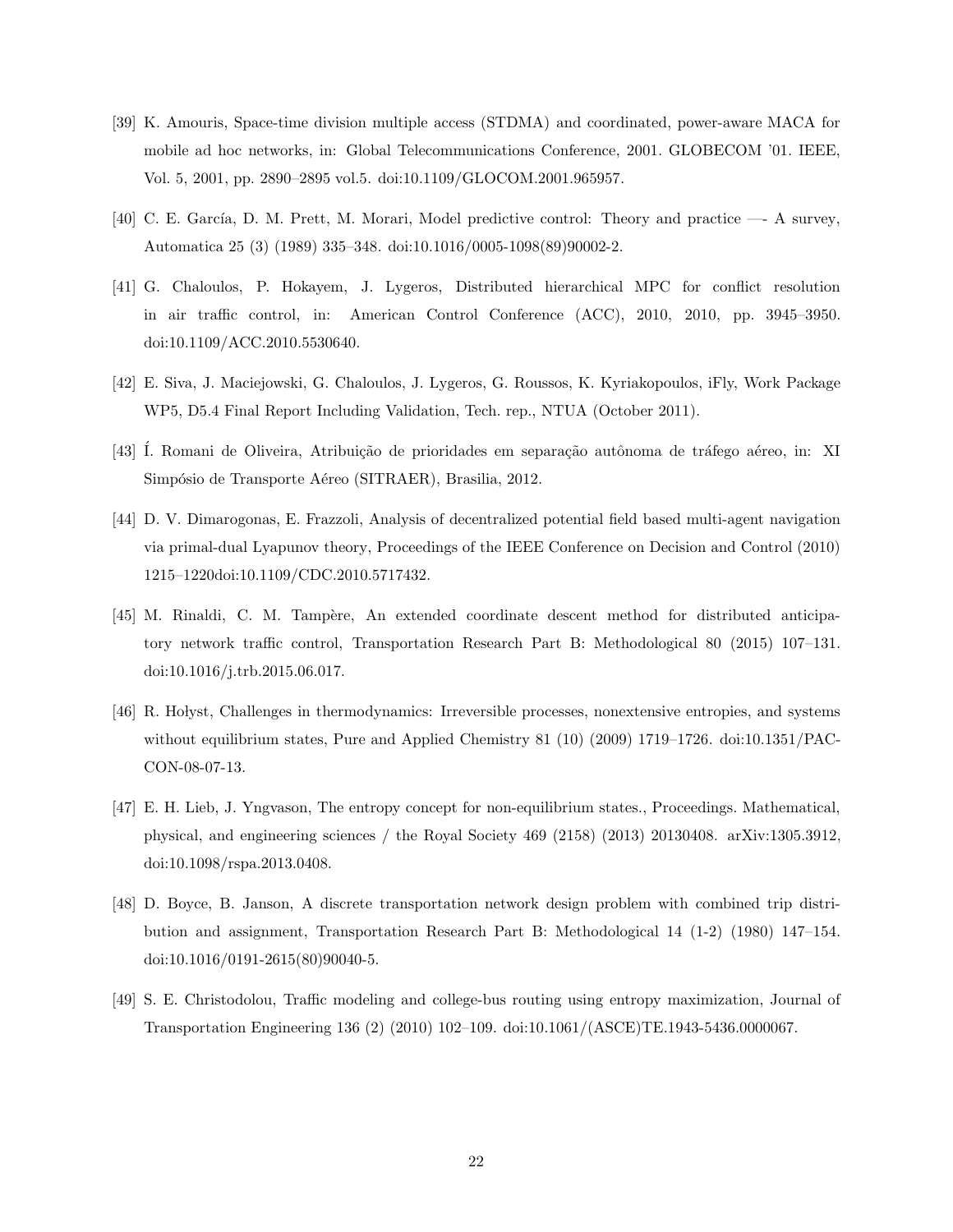[39] K. Amouris, Space-time division multiple access (STDMA) and coordinated, power-aware MACA for mobile ad hoc networks, in: Global Telecommunications Conference, 2001. GLOBECOM '01. IEEE, Vol. 5, 2001, pp. 2890–2895 vol.5. doi:10.1109/GLOCOM.2001.965957.

[40] C. E. García, D. M. Prett, M. Morari, Model predictive control: Theory and practice —- A survey, Automatica 25 (3) (1989) 335–348. doi:10.1016/0005-1098(89)90002-2.

[41] G. Chaloulos, P. Hokayem, J. Lygeros, Distributed hierarchical MPC for conflict resolution in air traffic control, in: American Control Conference (ACC), 2010, 2010, pp. 3945–3950. doi:10.1109/ACC.2010.5530640.

[42] E. Siva, J. Maciejowski, G. Chaloulos, J. Lygeros, G. Roussos, K. Kyriakopoulos, iFly, Work Package WP5, D5.4 Final Report Including Validation, Tech. rep., NTUA (October 2011).

[43] Í. Romani de Oliveira, Atribuição de prioridades em separação autônoma de tráfego aéreo, in: XI Simpósio de Transporte Aéreo (SITRAER), Brasilia, 2012.

[44] D. V. Dimarogonas, E. Frazzoli, Analysis of decentralized potential field based multi-agent navigation via primal-dual Lyapunov theory, Proceedings of the IEEE Conference on Decision and Control (2010) 1215–1220doi:10.1109/CDC.2010.5717432.

[45] M. Rinaldi, C. M. Tampère, An extended coordinate descent method for distributed anticipatory network traffic control, Transportation Research Part B: Methodological 80 (2015) 107–131. doi:10.1016/j.trb.2015.06.017.

[46] R. Hołyst, Challenges in thermodynamics: Irreversible processes, nonextensive entropies, and systems without equilibrium states, Pure and Applied Chemistry 81 (10) (2009) 1719–1726. doi:10.1351/PAC-CON-08-07-13.

[47] E. H. Lieb, J. Yngvason, The entropy concept for non-equilibrium states., Proceedings. Mathematical, physical, and engineering sciences / the Royal Society 469 (2158) (2013) 20130408. arXiv:1305.3912, doi:10.1098/rspa.2013.0408.

[48] D. Boyce, B. Janson, A discrete transportation network design problem with combined trip distribution and assignment, Transportation Research Part B: Methodological 14 (1-2) (1980) 147–154. doi:10.1016/0191-2615(80)90040-5.

[49] S. E. Christodolou, Traffic modeling and college-bus routing using entropy maximization, Journal of Transportation Engineering 136 (2) (2010) 102–109. doi:10.1061/(ASCE)TE.1943-5436.0000067.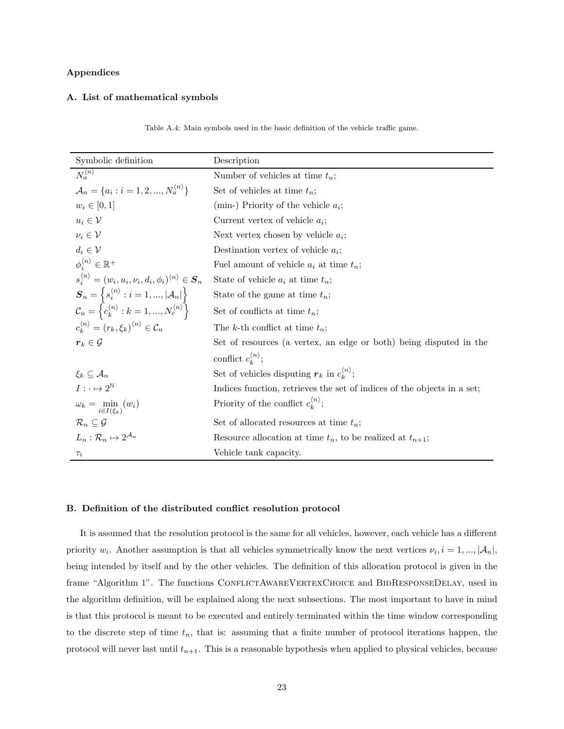## Appendices

### A. List of mathematical symbols

Table A.4: Main symbols used in the basic definition of the vehicle traffic game.

| Symbolic definition | Description |
|---|---|
| $N_a^{\langle n \rangle}$ | Number of vehicles at time $t_n$; |
| $\mathcal{A}_n = \{a_i : i = 1, 2, ..., N_a^{\langle n \rangle}\}$ | Set of vehicles at time $t_n$; |
| $w_i \in [0, 1]$ | (min-) Priority of the vehicle $a_i$; |
| $u_i \in \mathcal{V}$ | Current vertex of vehicle $a_i$; |
| $\nu_i \in \mathcal{V}$ | Next vertex chosen by vehicle $a_i$; |
| $d_i \in \mathcal{V}$ | Destination vertex of vehicle $a_i$; |
| $\phi_i^{\langle n \rangle} \in \mathbb{R}^+$ | Fuel amount of vehicle $a_i$ at time $t_n$; |
| $s_i^{\langle n \rangle} = (w_i, u_i, \nu_i, d_i, \phi_i)^{\langle n \rangle} \in \boldsymbol{S}_n$ | State of vehicle $a_i$ at time $t_n$; |
| $\boldsymbol{S}_n = \left\{ s_i^{\langle n \rangle} : i = 1, ..., \lvert \mathcal{A}_n \rvert \right\}$ | State of the game at time $t_n$; |
| $\mathcal{C}_n = \left\{ c_k^{\langle n \rangle} : k = 1, ..., N_c^{\langle n \rangle} \right\}$ | Set of conflicts at time $t_n$; |
| $c_k^{\langle n \rangle} = (r_k, \xi_k)^{\langle n \rangle} \in \mathcal{C}_n$ | The $k$-th conflict at time $t_n$; |
| $\boldsymbol{r}_k \in \mathcal{G}$ | Set of resources (a vertex, an edge or both) being disputed in the conflict $c_k^{\langle n \rangle}$; |
| $\xi_k \subseteq \mathcal{A}_n$ | Set of vehicles disputing $\boldsymbol{r}_k$ in $c_k^{\langle n \rangle}$; |
| $I : \cdot \mapsto 2^{\mathbb{N}}$ | Indices function, retrieves the set of indices of the objects in a set; |
| $\omega_k = \min\limits_{i \in I(\xi_k)} (w_i)$ | Priority of the conflict $c_k^{\langle n \rangle}$; |
| $\mathcal{R}_n \subseteq \mathcal{G}$ | Set of allocated resources at time $t_n$; |
| $L_n : \mathcal{R}_n \mapsto 2^{\mathcal{A}_n}$ | Resource allocation at time $t_n$, to be realized at $t_{n+1}$; |
| $\tau_i$ | Vehicle tank capacity. |

### B. Definition of the distributed conflict resolution protocol

It is assumed that the resolution protocol is the same for all vehicles, however, each vehicle has a different priority $w_i$. Another assumption is that all vehicles symmetrically know the next vertices $\nu_i, i = 1, ..., \lvert \mathcal{A}_n \rvert$, being intended by itself and by the other vehicles. The definition of this allocation protocol is given in the frame "Algorithm 1". The functions ConflictAwareVertexChoice and BidResponseDelay, used in the algorithm definition, will be explained along the next subsections. The most important to have in mind is that this protocol is meant to be executed and entirely terminated within the time window corresponding to the discrete step of time $t_n$, that is: assuming that a finite number of protocol iterations happen, the protocol will never last until $t_{n+1}$. This is a reasonable hypothesis when applied to physical vehicles, because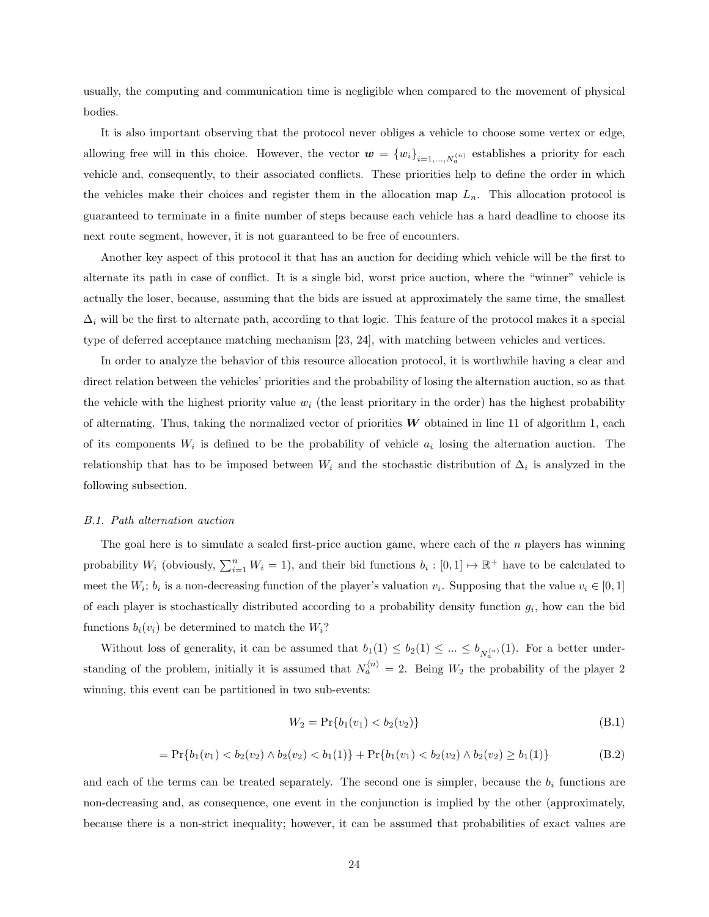usually, the computing and communication time is negligible when compared to the movement of physical bodies.

It is also important observing that the protocol never obliges a vehicle to choose some vertex or edge, allowing free will in this choice. However, the vector $\boldsymbol{w} = \{w_i\}_{i=1,...,N_a^{\langle n \rangle}}$ establishes a priority for each vehicle and, consequently, to their associated conflicts. These priorities help to define the order in which the vehicles make their choices and register them in the allocation map $L_n$. This allocation protocol is guaranteed to terminate in a finite number of steps because each vehicle has a hard deadline to choose its next route segment, however, it is not guaranteed to be free of encounters.

Another key aspect of this protocol it that has an auction for deciding which vehicle will be the first to alternate its path in case of conflict. It is a single bid, worst price auction, where the "winner" vehicle is actually the loser, because, assuming that the bids are issued at approximately the same time, the smallest $\Delta_i$ will be the first to alternate path, according to that logic. This feature of the protocol makes it a special type of deferred acceptance matching mechanism [23, 24], with matching between vehicles and vertices.

In order to analyze the behavior of this resource allocation protocol, it is worthwhile having a clear and direct relation between the vehicles' priorities and the probability of losing the alternation auction, so as that the vehicle with the highest priority value $w_i$ (the least prioritary in the order) has the highest probability of alternating. Thus, taking the normalized vector of priorities $\boldsymbol{W}$ obtained in line 11 of algorithm 1, each of its components $W_i$ is defined to be the probability of vehicle $a_i$ losing the alternation auction. The relationship that has to be imposed between $W_i$ and the stochastic distribution of $\Delta_i$ is analyzed in the following subsection.

### *B.1. Path alternation auction*

The goal here is to simulate a sealed first-price auction game, where each of the $n$ players has winning probability $W_i$ (obviously, $\sum_{i=1}^{n} W_i = 1$), and their bid functions $b_i : [0, 1] \mapsto \mathbb{R}^+$ have to be calculated to meet the $W_i$; $b_i$ is a non-decreasing function of the player's valuation $v_i$. Supposing that the value $v_i \in [0, 1]$ of each player is stochastically distributed according to a probability density function $g_i$, how can the bid functions $b_i(v_i)$ be determined to match the $W_i$?

Without loss of generality, it can be assumed that $b_1(1) \leq b_2(1) \leq ... \leq b_{N_a^{\langle n \rangle}}(1)$. For a better understanding of the problem, initially it is assumed that $N_a^{\langle n \rangle} = 2$. Being $W_2$ the probability of the player 2 winning, this event can be partitioned in two sub-events:

$$W_2 = \Pr\{b_1(v_1) < b_2(v_2)\} \tag{B.1}$$

$$= \Pr\{b_1(v_1) < b_2(v_2) \wedge b_2(v_2) < b_1(1)\} + \Pr\{b_1(v_1) < b_2(v_2) \wedge b_2(v_2) \geq b_1(1)\} \tag{B.2}$$

and each of the terms can be treated separately. The second one is simpler, because the $b_i$ functions are non-decreasing and, as consequence, one event in the conjunction is implied by the other (approximately, because there is a non-strict inequality; however, it can be assumed that probabilities of exact values are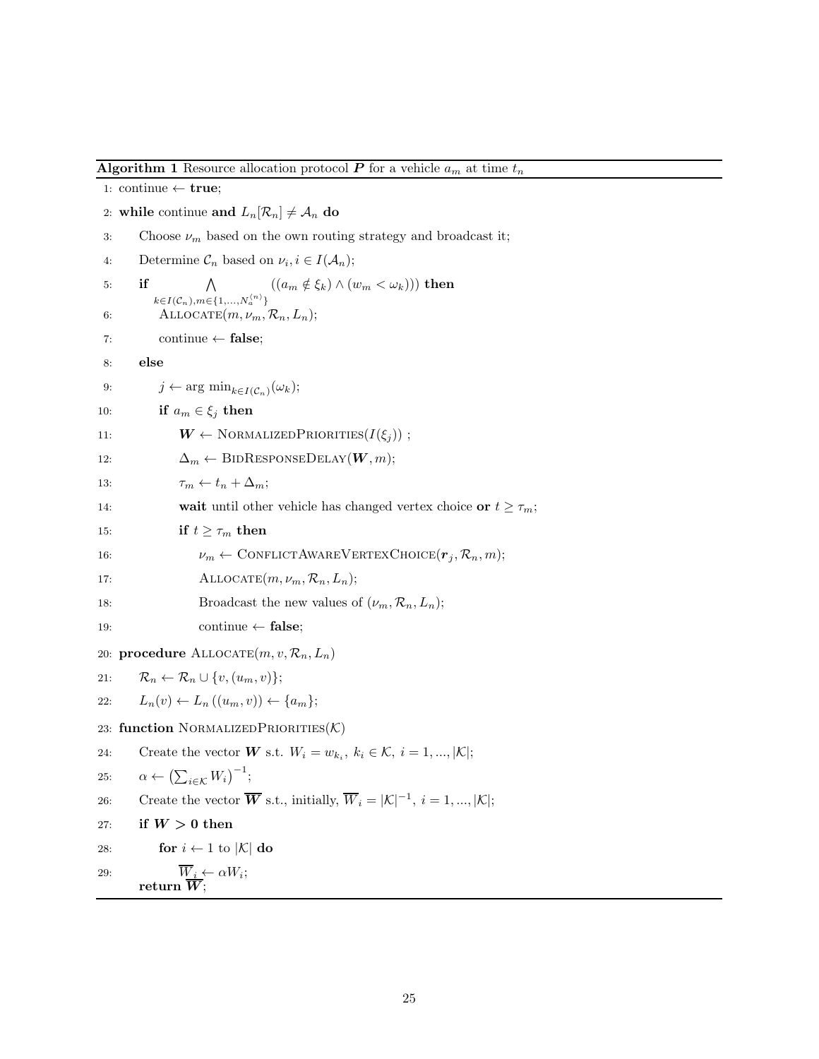**Algorithm 1** Resource allocation protocol $\boldsymbol{P}$ for a vehicle $a_m$ at time $t_n$

```
1: continue ← true;
2: while continue and L_n[R_n] ≠ A_n do
3:     Choose ν_m based on the own routing strategy and broadcast it;
4:     Determine C_n based on ν_i, i ∈ I(A_n);
5:     if ⋀_{k∈I(C_n), m∈{1,...,N_a^⟨n⟩}} ((a_m ∉ ξ_k) ∧ (w_m < ω_k))) then
6:         ALLOCATE(m, ν_m, R_n, L_n);
7:         continue ← false;
8:     else
9:         j ← arg min_{k∈I(C_n)}(ω_k);
10:        if a_m ∈ ξ_j then
11:            W ← NORMALIZEDPRIORITIES(I(ξ_j)) ;
12:            Δ_m ← BIDRESPONSEDELAY(W, m);
13:            τ_m ← t_n + Δ_m;
14:            wait until other vehicle has changed vertex choice or t ≥ τ_m;
15:            if t ≥ τ_m then
16:                ν_m ← CONFLICTAWAREVERTEXCHOICE(r_j, R_n, m);
17:                ALLOCATE(m, ν_m, R_n, L_n);
18:                Broadcast the new values of (ν_m, R_n, L_n);
19:                continue ← false;
20: procedure ALLOCATE(m, v, R_n, L_n)
21:     R_n ← R_n ∪ {v, (u_m, v)};
22:     L_n(v) ← L_n((u_m, v)) ← {a_m};
23: function NORMALIZEDPRIORITIES(K)
24:     Create the vector W s.t. W_i = w_{k_i}, k_i ∈ K, i = 1, ..., |K|;
25:     α ← (Σ_{i∈K} W_i)^{-1};
26:     Create the vector W̄ s.t., initially, W̄_i = |K|^{-1}, i = 1, ..., |K|;
27:     if W > 0 then
28:         for i ← 1 to |K| do
29:             W̄_i ← αW_i;
        return W̄;
```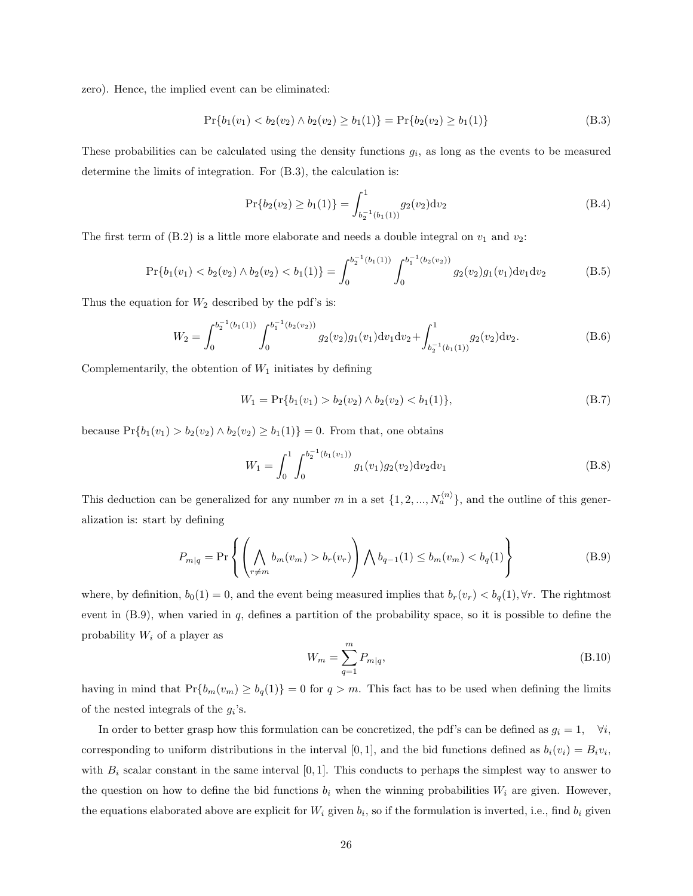zero). Hence, the implied event can be eliminated:

$$\Pr\{b_1(v_1) < b_2(v_2) \wedge b_2(v_2) \geq b_1(1)\} = \Pr\{b_2(v_2) \geq b_1(1)\} \tag{B.3}$$

These probabilities can be calculated using the density functions $g_i$, as long as the events to be measured determine the limits of integration. For (B.3), the calculation is:

$$\Pr\{b_2(v_2) \geq b_1(1)\} = \int_{b_2^{-1}(b_1(1))}^{1} g_2(v_2)\mathrm{d}v_2 \tag{B.4}$$

The first term of (B.2) is a little more elaborate and needs a double integral on $v_1$ and $v_2$:

$$\Pr\{b_1(v_1) < b_2(v_2) \wedge b_2(v_2) < b_1(1)\} = \int_0^{b_2^{-1}(b_1(1))} \int_0^{b_1^{-1}(b_2(v_2))} g_2(v_2)g_1(v_1)\mathrm{d}v_1\mathrm{d}v_2 \tag{B.5}$$

Thus the equation for $W_2$ described by the pdf's is:

$$W_2 = \int_0^{b_2^{-1}(b_1(1))} \int_0^{b_1^{-1}(b_2(v_2))} g_2(v_2)g_1(v_1)\mathrm{d}v_1\mathrm{d}v_2 + \int_{b_2^{-1}(b_1(1))}^{1} g_2(v_2)\mathrm{d}v_2. \tag{B.6}$$

Complementarily, the obtention of $W_1$ initiates by defining

$$W_1 = \Pr\{b_1(v_1) > b_2(v_2) \wedge b_2(v_2) < b_1(1)\}, \tag{B.7}$$

because $\Pr\{b_1(v_1) > b_2(v_2) \wedge b_2(v_2) \geq b_1(1)\} = 0$. From that, one obtains

$$W_1 = \int_0^1 \int_0^{b_2^{-1}(b_1(v_1))} g_1(v_1)g_2(v_2)\mathrm{d}v_2\mathrm{d}v_1 \tag{B.8}$$

This deduction can be generalized for any number $m$ in a set $\{1, 2, ..., N_a^{\langle n \rangle}\}$, and the outline of this generalization is: start by defining

$$P_{m|q} = \Pr\left\{ \left( \bigwedge_{r \neq m} b_m(v_m) > b_r(v_r) \right) \bigwedge b_{q-1}(1) \leq b_m(v_m) < b_q(1) \right\} \tag{B.9}$$

where, by definition, $b_0(1) = 0$, and the event being measured implies that $b_r(v_r) < b_q(1), \forall r$. The rightmost event in (B.9), when varied in $q$, defines a partition of the probability space, so it is possible to define the probability $W_i$ of a player as

$$W_m = \sum_{q=1}^{m} P_{m|q}, \tag{B.10}$$

having in mind that $\Pr\{b_m(v_m) \geq b_q(1)\} = 0$ for $q > m$. This fact has to be used when defining the limits of the nested integrals of the $g_i$'s.

In order to better grasp how this formulation can be concretized, the pdf's can be defined as $g_i = 1, \quad \forall i$, corresponding to uniform distributions in the interval $[0, 1]$, and the bid functions defined as $b_i(v_i) = B_i v_i$, with $B_i$ scalar constant in the same interval $[0, 1]$. This conducts to perhaps the simplest way to answer to the question on how to define the bid functions $b_i$ when the winning probabilities $W_i$ are given. However, the equations elaborated above are explicit for $W_i$ given $b_i$, so if the formulation is inverted, i.e., find $b_i$ given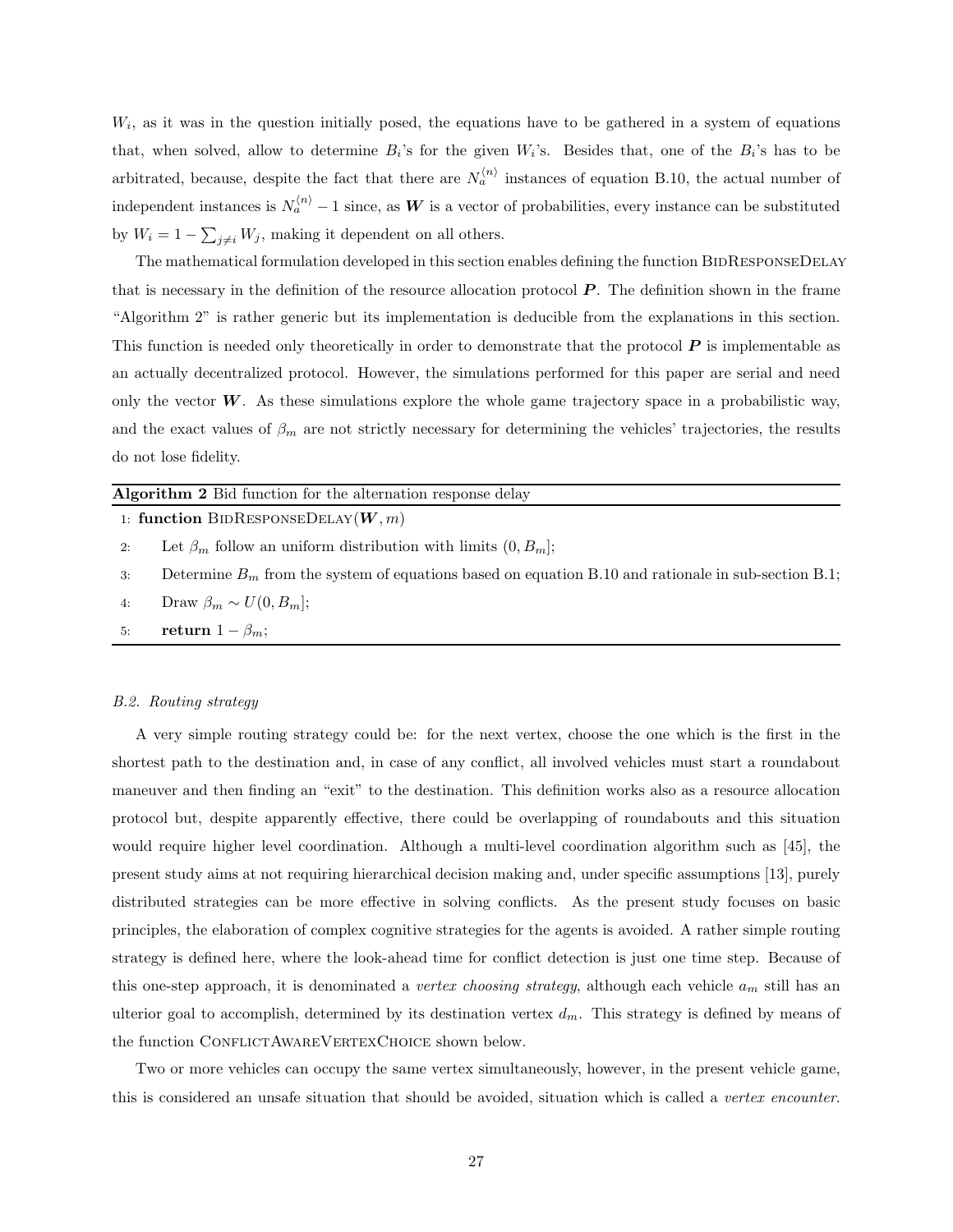$W_i$, as it was in the question initially posed, the equations have to be gathered in a system of equations that, when solved, allow to determine $B_i$'s for the given $W_i$'s. Besides that, one of the $B_i$'s has to be arbitrated, because, despite the fact that there are $N_a^{\langle n \rangle}$ instances of equation B.10, the actual number of independent instances is $N_a^{\langle n \rangle} - 1$ since, as $\boldsymbol{W}$ is a vector of probabilities, every instance can be substituted by $W_i = 1 - \sum_{j \neq i} W_j$, making it dependent on all others.

The mathematical formulation developed in this section enables defining the function BidResponseDelay that is necessary in the definition of the resource allocation protocol $\boldsymbol{P}$. The definition shown in the frame "Algorithm 2" is rather generic but its implementation is deducible from the explanations in this section. This function is needed only theoretically in order to demonstrate that the protocol $\boldsymbol{P}$ is implementable as an actually decentralized protocol. However, the simulations performed for this paper are serial and need only the vector $\boldsymbol{W}$. As these simulations explore the whole game trajectory space in a probabilistic way, and the exact values of $\beta_m$ are not strictly necessary for determining the vehicles' trajectories, the results do not lose fidelity.

**Algorithm 2** Bid function for the alternation response delay

```
1: function BidResponseDelay(W, m)
2:     Let β_m follow an uniform distribution with limits (0, B_m];
3:     Determine B_m from the system of equations based on equation B.10 and rationale in sub-section B.1;
4:     Draw β_m ~ U(0, B_m];
5:     return 1 − β_m;
```

*B.2. Routing strategy*

A very simple routing strategy could be: for the next vertex, choose the one which is the first in the shortest path to the destination and, in case of any conflict, all involved vehicles must start a roundabout maneuver and then finding an "exit" to the destination. This definition works also as a resource allocation protocol but, despite apparently effective, there could be overlapping of roundabouts and this situation would require higher level coordination. Although a multi-level coordination algorithm such as [45], the present study aims at not requiring hierarchical decision making and, under specific assumptions [13], purely distributed strategies can be more effective in solving conflicts. As the present study focuses on basic principles, the elaboration of complex cognitive strategies for the agents is avoided. A rather simple routing strategy is defined here, where the look-ahead time for conflict detection is just one time step. Because of this one-step approach, it is denominated a *vertex choosing strategy*, although each vehicle $a_m$ still has an ulterior goal to accomplish, determined by its destination vertex $d_m$. This strategy is defined by means of the function ConflictAwareVertexChoice shown below.

Two or more vehicles can occupy the same vertex simultaneously, however, in the present vehicle game, this is considered an unsafe situation that should be avoided, situation which is called a *vertex encounter*.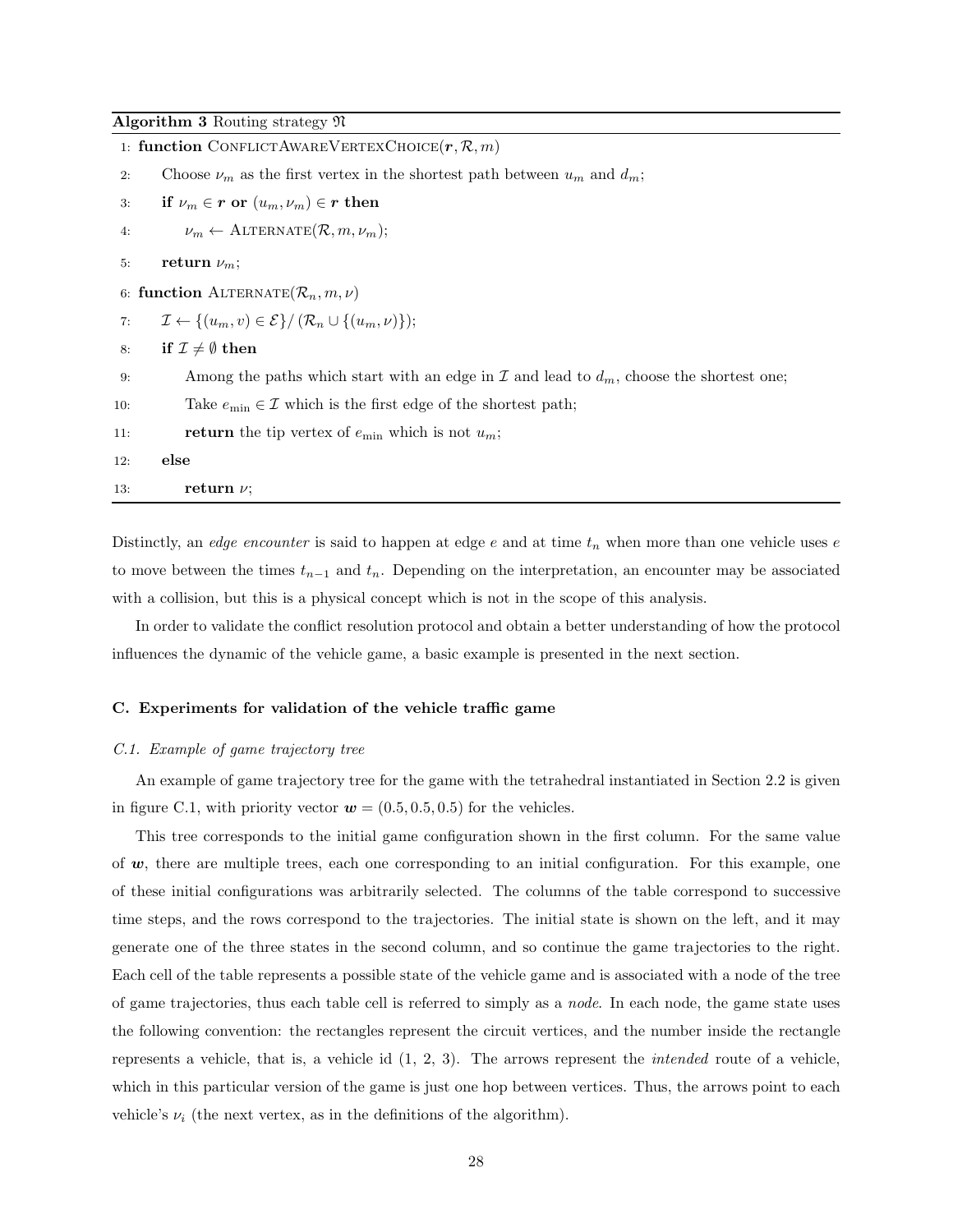**Algorithm 3** Routing strategy $\mathfrak{N}$

```
1: function ConflictAwareVertexChoice(r, R, m)
2:     Choose ν_m as the first vertex in the shortest path between u_m and d_m;
3:     if ν_m ∈ r or (u_m, ν_m) ∈ r then
4:         ν_m ← Alternate(R, m, ν_m);
5:     return ν_m;
6: function Alternate(R_n, m, ν)
7:     I ← {(u_m, v) ∈ E} / (R_n ∪ {(u_m, ν)});
8:     if I ≠ ∅ then
9:         Among the paths which start with an edge in I and lead to d_m, choose the shortest one;
10:        Take e_min ∈ I which is the first edge of the shortest path;
11:        return the tip vertex of e_min which is not u_m;
12:    else
13:        return ν;
```

Distinctly, an *edge encounter* is said to happen at edge $e$ and at time $t_n$ when more than one vehicle uses $e$ to move between the times $t_{n-1}$ and $t_n$. Depending on the interpretation, an encounter may be associated with a collision, but this is a physical concept which is not in the scope of this analysis.

In order to validate the conflict resolution protocol and obtain a better understanding of how the protocol influences the dynamic of the vehicle game, a basic example is presented in the next section.

### C. Experiments for validation of the vehicle traffic game

#### *C.1. Example of game trajectory tree*

An example of game trajectory tree for the game with the tetrahedral instantiated in Section 2.2 is given in figure C.1, with priority vector $\boldsymbol{w} = (0.5, 0.5, 0.5)$ for the vehicles.

This tree corresponds to the initial game configuration shown in the first column. For the same value of $\boldsymbol{w}$, there are multiple trees, each one corresponding to an initial configuration. For this example, one of these initial configurations was arbitrarily selected. The columns of the table correspond to successive time steps, and the rows correspond to the trajectories. The initial state is shown on the left, and it may generate one of the three states in the second column, and so continue the game trajectories to the right. Each cell of the table represents a possible state of the vehicle game and is associated with a node of the tree of game trajectories, thus each table cell is referred to simply as a *node*. In each node, the game state uses the following convention: the rectangles represent the circuit vertices, and the number inside the rectangle represents a vehicle, that is, a vehicle id (1, 2, 3). The arrows represent the *intended* route of a vehicle, which in this particular version of the game is just one hop between vertices. Thus, the arrows point to each vehicle's $\nu_i$ (the next vertex, as in the definitions of the algorithm).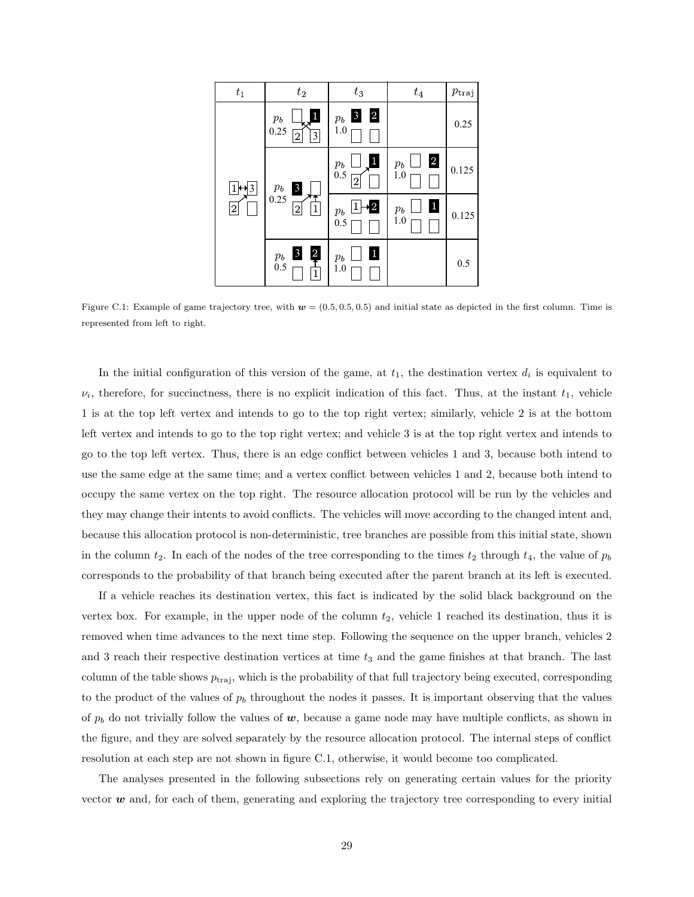| $t_1$ | $t_2$ | $t_3$ | $t_4$ | $p_{\text{traj}}$ |
|---|---|---|---|---|
| | $p_b$ 0.25 | $p_b$ 1.0 | | 0.25 |
| | $p_b$ 0.25 | $p_b$ 0.5 | $p_b$ 1.0 | 0.125 |
| | | $p_b$ 0.5 | $p_b$ 1.0 | 0.125 |
| | $p_b$ 0.5 | $p_b$ 1.0 | | 0.5 |

Figure C.1: Example of game trajectory tree, with $\boldsymbol{w} = (0.5, 0.5, 0.5)$ and initial state as depicted in the first column. Time is represented from left to right.

In the initial configuration of this version of the game, at $t_1$, the destination vertex $d_i$ is equivalent to $\nu_i$, therefore, for succinctness, there is no explicit indication of this fact. Thus, at the instant $t_1$, vehicle 1 is at the top left vertex and intends to go to the top right vertex; similarly, vehicle 2 is at the bottom left vertex and intends to go to the top right vertex; and vehicle 3 is at the top right vertex and intends to go to the top left vertex. Thus, there is an edge conflict between vehicles 1 and 3, because both intend to use the same edge at the same time; and a vertex conflict between vehicles 1 and 2, because both intend to occupy the same vertex on the top right. The resource allocation protocol will be run by the vehicles and they may change their intents to avoid conflicts. The vehicles will move according to the changed intent and, because this allocation protocol is non-deterministic, tree branches are possible from this initial state, shown in the column $t_2$. In each of the nodes of the tree corresponding to the times $t_2$ through $t_4$, the value of $p_b$ corresponds to the probability of that branch being executed after the parent branch at its left is executed.

If a vehicle reaches its destination vertex, this fact is indicated by the solid black background on the vertex box. For example, in the upper node of the column $t_2$, vehicle 1 reached its destination, thus it is removed when time advances to the next time step. Following the sequence on the upper branch, vehicles 2 and 3 reach their respective destination vertices at time $t_3$ and the game finishes at that branch. The last column of the table shows $p_{\text{traj}}$, which is the probability of that full trajectory being executed, corresponding to the product of the values of $p_b$ throughout the nodes it passes. It is important observing that the values of $p_b$ do not trivially follow the values of $\boldsymbol{w}$, because a game node may have multiple conflicts, as shown in the figure, and they are solved separately by the resource allocation protocol. The internal steps of conflict resolution at each step are not shown in figure C.1, otherwise, it would become too complicated.

The analyses presented in the following subsections rely on generating certain values for the priority vector $\boldsymbol{w}$ and, for each of them, generating and exploring the trajectory tree corresponding to every initial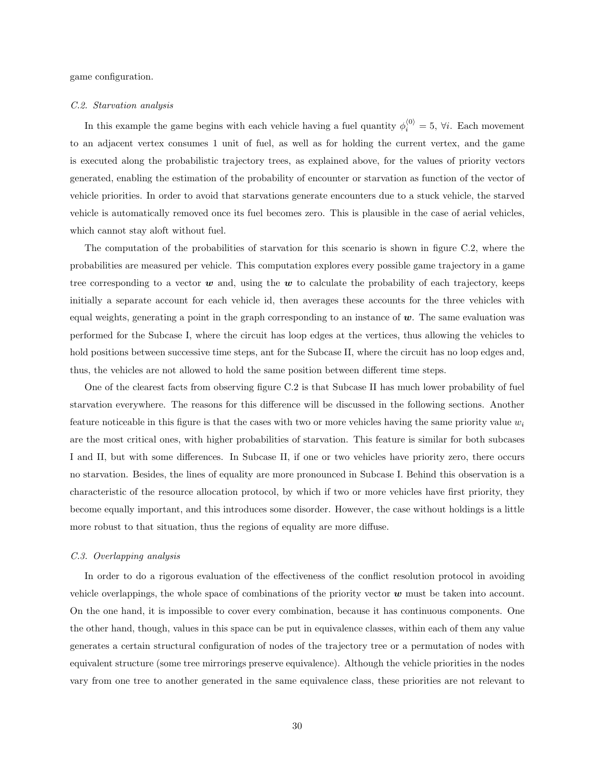game configuration.

### *C.2. Starvation analysis*

In this example the game begins with each vehicle having a fuel quantity $\phi_i^{\langle 0 \rangle} = 5$, $\forall i$. Each movement to an adjacent vertex consumes 1 unit of fuel, as well as for holding the current vertex, and the game is executed along the probabilistic trajectory trees, as explained above, for the values of priority vectors generated, enabling the estimation of the probability of encounter or starvation as function of the vector of vehicle priorities. In order to avoid that starvations generate encounters due to a stuck vehicle, the starved vehicle is automatically removed once its fuel becomes zero. This is plausible in the case of aerial vehicles, which cannot stay aloft without fuel.

The computation of the probabilities of starvation for this scenario is shown in figure C.2, where the probabilities are measured per vehicle. This computation explores every possible game trajectory in a game tree corresponding to a vector $\boldsymbol{w}$ and, using the $\boldsymbol{w}$ to calculate the probability of each trajectory, keeps initially a separate account for each vehicle id, then averages these accounts for the three vehicles with equal weights, generating a point in the graph corresponding to an instance of $\boldsymbol{w}$. The same evaluation was performed for the Subcase I, where the circuit has loop edges at the vertices, thus allowing the vehicles to hold positions between successive time steps, ant for the Subcase II, where the circuit has no loop edges and, thus, the vehicles are not allowed to hold the same position between different time steps.

One of the clearest facts from observing figure C.2 is that Subcase II has much lower probability of fuel starvation everywhere. The reasons for this difference will be discussed in the following sections. Another feature noticeable in this figure is that the cases with two or more vehicles having the same priority value $w_i$ are the most critical ones, with higher probabilities of starvation. This feature is similar for both subcases I and II, but with some differences. In Subcase II, if one or two vehicles have priority zero, there occurs no starvation. Besides, the lines of equality are more pronounced in Subcase I. Behind this observation is a characteristic of the resource allocation protocol, by which if two or more vehicles have first priority, they become equally important, and this introduces some disorder. However, the case without holdings is a little more robust to that situation, thus the regions of equality are more diffuse.

### *C.3. Overlapping analysis*

In order to do a rigorous evaluation of the effectiveness of the conflict resolution protocol in avoiding vehicle overlappings, the whole space of combinations of the priority vector $\boldsymbol{w}$ must be taken into account. On the one hand, it is impossible to cover every combination, because it has continuous components. One the other hand, though, values in this space can be put in equivalence classes, within each of them any value generates a certain structural configuration of nodes of the trajectory tree or a permutation of nodes with equivalent structure (some tree mirrorings preserve equivalence). Although the vehicle priorities in the nodes vary from one tree to another generated in the same equivalence class, these priorities are not relevant to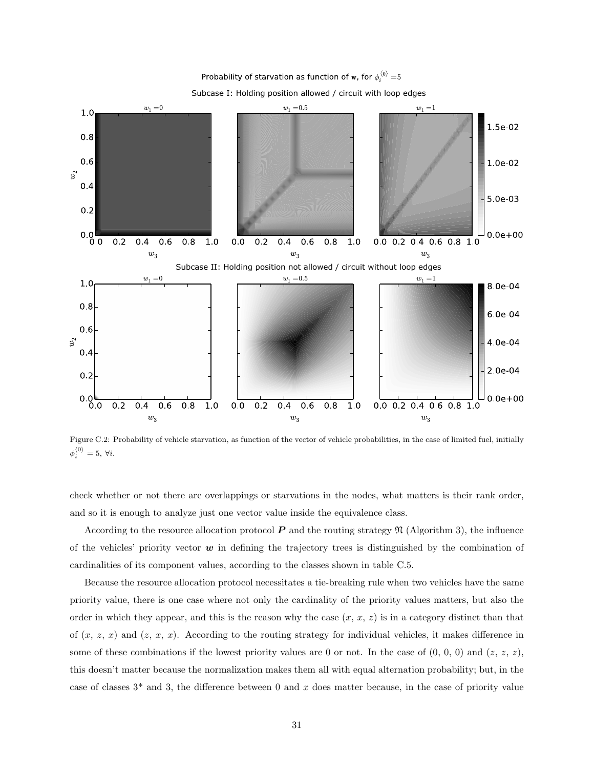Figure C.2: Probability of vehicle starvation, as function of the vector of vehicle probabilities, in the case of limited fuel, initially $\phi_i^{\langle 0 \rangle} = 5$, $\forall i$.

check whether or not there are overlappings or starvations in the nodes, what matters is their rank order, and so it is enough to analyze just one vector value inside the equivalence class.

According to the resource allocation protocol $\boldsymbol{P}$ and the routing strategy $\mathfrak{N}$ (Algorithm 3), the influence of the vehicles' priority vector $\boldsymbol{w}$ in defining the trajectory trees is distinguished by the combination of cardinalities of its component values, according to the classes shown in table C.5.

Because the resource allocation protocol necessitates a tie-breaking rule when two vehicles have the same priority value, there is one case where not only the cardinality of the priority values matters, but also the order in which they appear, and this is the reason why the case $(x, x, z)$ is in a category distinct than that of $(x, z, x)$ and $(z, x, x)$. According to the routing strategy for individual vehicles, it makes difference in some of these combinations if the lowest priority values are 0 or not. In the case of $(0, 0, 0)$ and $(z, z, z)$, this doesn't matter because the normalization makes them all with equal alternation probability; but, in the case of classes 3* and 3, the difference between 0 and $x$ does matter because, in the case of priority value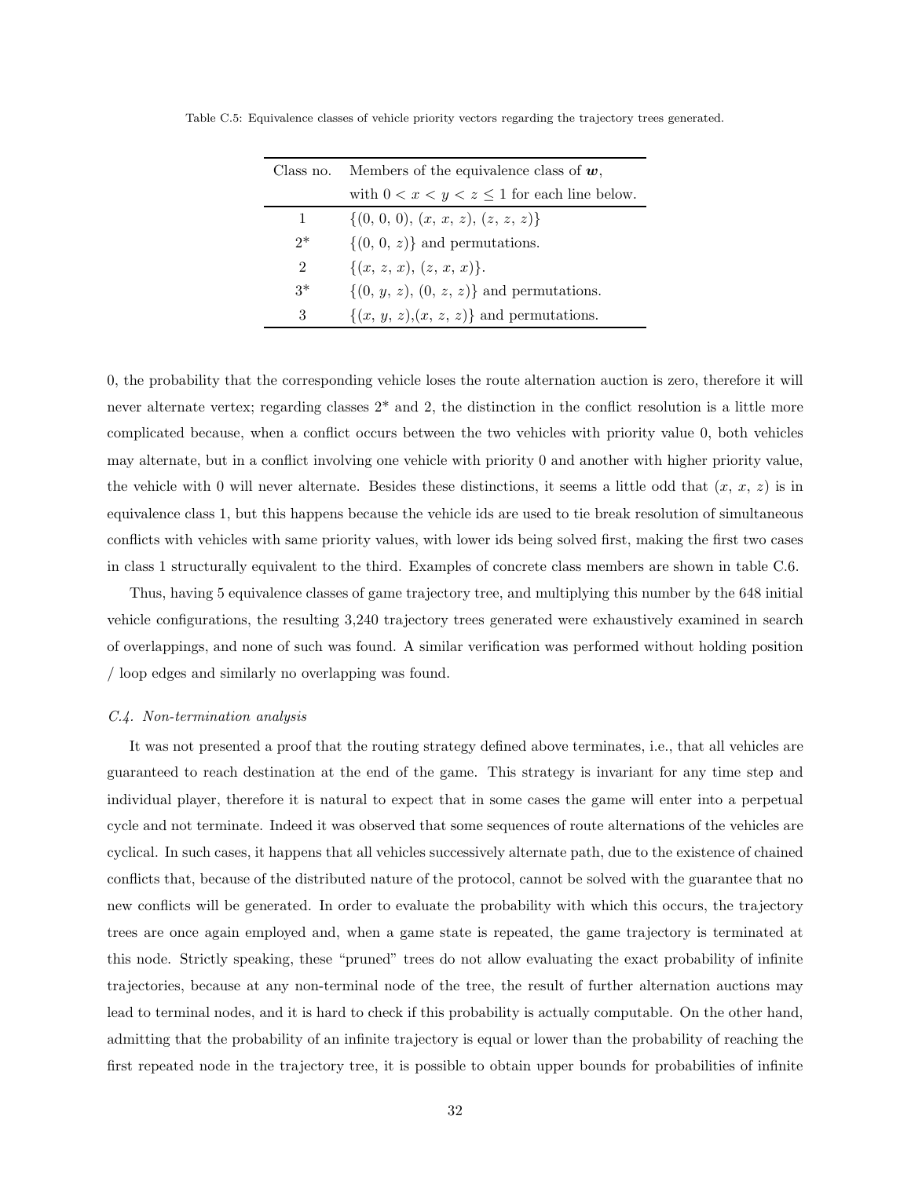Table C.5: Equivalence classes of vehicle priority vectors regarding the trajectory trees generated.

| Class no. | Members of the equivalence class of $\boldsymbol{w}$, with $0 < x < y < z \leq 1$ for each line below. |
|---|---|
| 1 | $\{(0,\,0,\,0),\,(x,\,x,\,z),\,(z,\,z,\,z)\}$ |
| 2* | $\{(0,\,0,\,z)\}$ and permutations. |
| 2 | $\{(x,\,z,\,x),\,(z,\,x,\,x)\}$. |
| 3* | $\{(0,\,y,\,z),\,(0,\,z,\,z)\}$ and permutations. |
| 3 | $\{(x,\,y,\,z),(x,\,z,\,z)\}$ and permutations. |

0, the probability that the corresponding vehicle loses the route alternation auction is zero, therefore it will never alternate vertex; regarding classes 2* and 2, the distinction in the conflict resolution is a little more complicated because, when a conflict occurs between the two vehicles with priority value 0, both vehicles may alternate, but in a conflict involving one vehicle with priority 0 and another with higher priority value, the vehicle with 0 will never alternate. Besides these distinctions, it seems a little odd that $(x,\,x,\,z)$ is in equivalence class 1, but this happens because the vehicle ids are used to tie break resolution of simultaneous conflicts with vehicles with same priority values, with lower ids being solved first, making the first two cases in class 1 structurally equivalent to the third. Examples of concrete class members are shown in table C.6.

Thus, having 5 equivalence classes of game trajectory tree, and multiplying this number by the 648 initial vehicle configurations, the resulting 3,240 trajectory trees generated were exhaustively examined in search of overlappings, and none of such was found. A similar verification was performed without holding position / loop edges and similarly no overlapping was found.

### C.4. Non-termination analysis

It was not presented a proof that the routing strategy defined above terminates, i.e., that all vehicles are guaranteed to reach destination at the end of the game. This strategy is invariant for any time step and individual player, therefore it is natural to expect that in some cases the game will enter into a perpetual cycle and not terminate. Indeed it was observed that some sequences of route alternations of the vehicles are cyclical. In such cases, it happens that all vehicles successively alternate path, due to the existence of chained conflicts that, because of the distributed nature of the protocol, cannot be solved with the guarantee that no new conflicts will be generated. In order to evaluate the probability with which this occurs, the trajectory trees are once again employed and, when a game state is repeated, the game trajectory is terminated at this node. Strictly speaking, these "pruned" trees do not allow evaluating the exact probability of infinite trajectories, because at any non-terminal node of the tree, the result of further alternation auctions may lead to terminal nodes, and it is hard to check if this probability is actually computable. On the other hand, admitting that the probability of an infinite trajectory is equal or lower than the probability of reaching the first repeated node in the trajectory tree, it is possible to obtain upper bounds for probabilities of infinite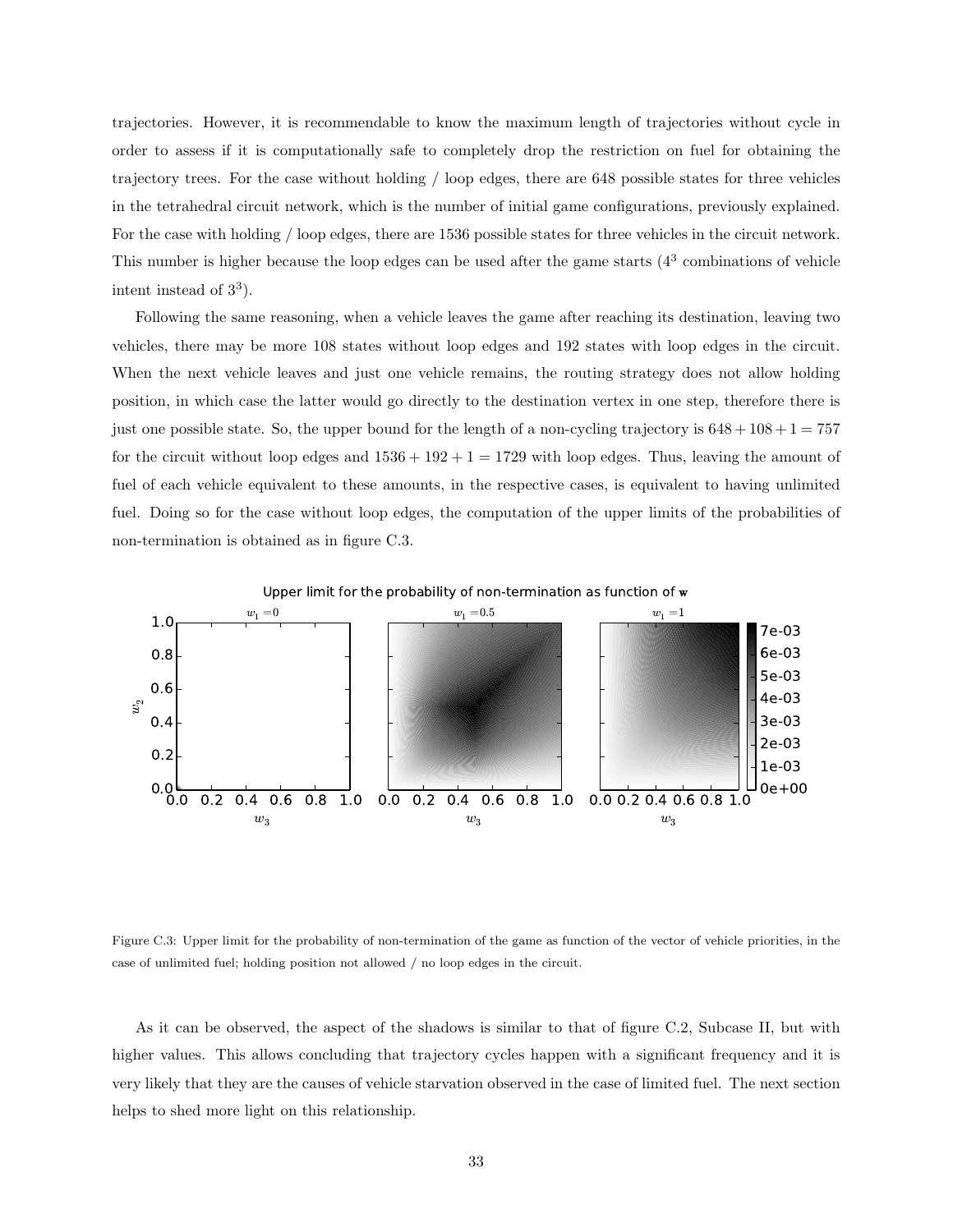trajectories. However, it is recommendable to know the maximum length of trajectories without cycle in order to assess if it is computationally safe to completely drop the restriction on fuel for obtaining the trajectory trees. For the case without holding / loop edges, there are 648 possible states for three vehicles in the tetrahedral circuit network, which is the number of initial game configurations, previously explained. For the case with holding / loop edges, there are 1536 possible states for three vehicles in the circuit network. This number is higher because the loop edges can be used after the game starts ($4^3$ combinations of vehicle intent instead of $3^3$).

Following the same reasoning, when a vehicle leaves the game after reaching its destination, leaving two vehicles, there may be more 108 states without loop edges and 192 states with loop edges in the circuit. When the next vehicle leaves and just one vehicle remains, the routing strategy does not allow holding position, in which case the latter would go directly to the destination vertex in one step, therefore there is just one possible state. So, the upper bound for the length of a non-cycling trajectory is $648 + 108 + 1 = 757$ for the circuit without loop edges and $1536 + 192 + 1 = 1729$ with loop edges. Thus, leaving the amount of fuel of each vehicle equivalent to these amounts, in the respective cases, is equivalent to having unlimited fuel. Doing so for the case without loop edges, the computation of the upper limits of the probabilities of non-termination is obtained as in figure C.3.

Figure C.3: Upper limit for the probability of non-termination of the game as function of the vector of vehicle priorities, in the case of unlimited fuel; holding position not allowed / no loop edges in the circuit.

As it can be observed, the aspect of the shadows is similar to that of figure C.2, Subcase II, but with higher values. This allows concluding that trajectory cycles happen with a significant frequency and it is very likely that they are the causes of vehicle starvation observed in the case of limited fuel. The next section helps to shed more light on this relationship.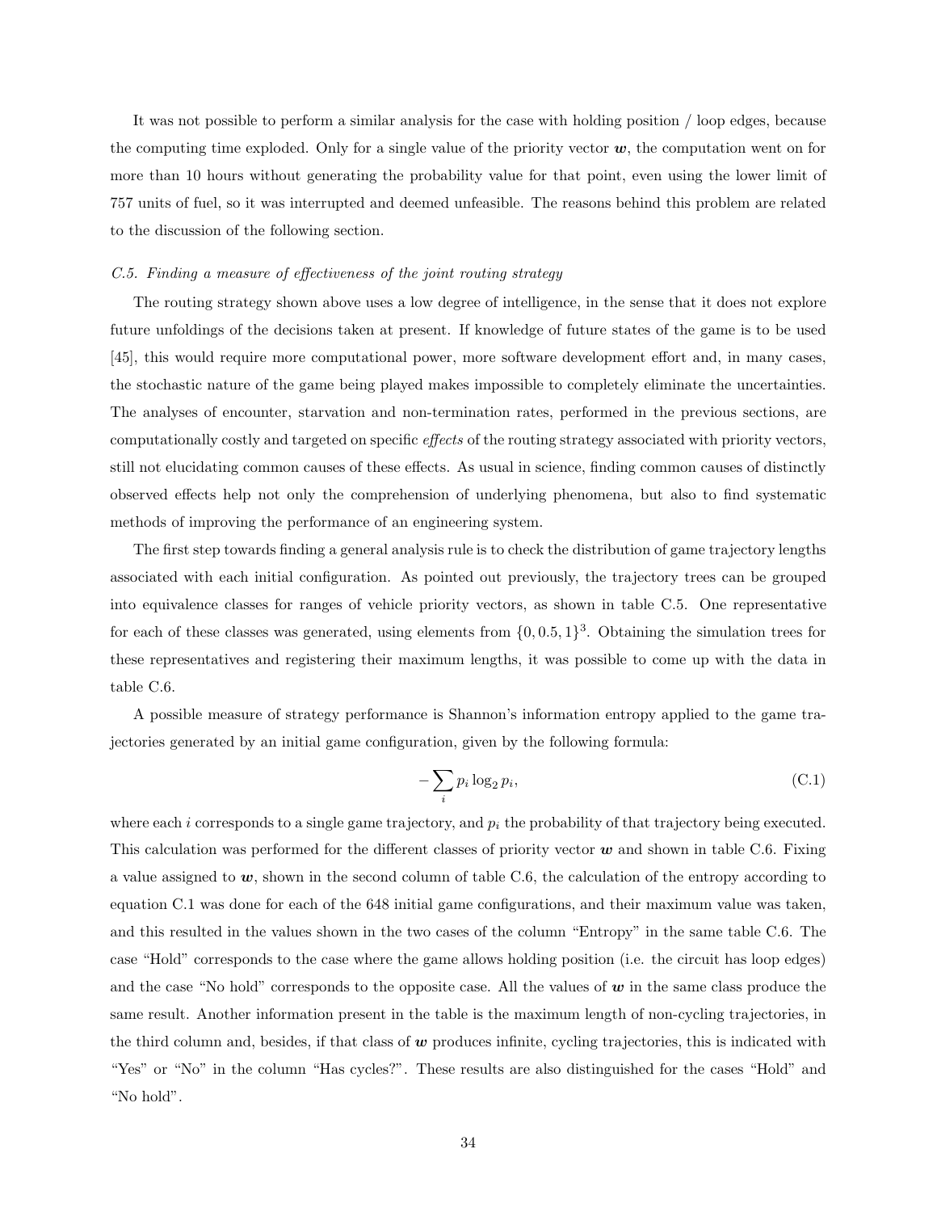It was not possible to perform a similar analysis for the case with holding position / loop edges, because the computing time exploded. Only for a single value of the priority vector $\boldsymbol{w}$, the computation went on for more than 10 hours without generating the probability value for that point, even using the lower limit of 757 units of fuel, so it was interrupted and deemed unfeasible. The reasons behind this problem are related to the discussion of the following section.

### *C.5. Finding a measure of effectiveness of the joint routing strategy*

The routing strategy shown above uses a low degree of intelligence, in the sense that it does not explore future unfoldings of the decisions taken at present. If knowledge of future states of the game is to be used [45], this would require more computational power, more software development effort and, in many cases, the stochastic nature of the game being played makes impossible to completely eliminate the uncertainties. The analyses of encounter, starvation and non-termination rates, performed in the previous sections, are computationally costly and targeted on specific *effects* of the routing strategy associated with priority vectors, still not elucidating common causes of these effects. As usual in science, finding common causes of distinctly observed effects help not only the comprehension of underlying phenomena, but also to find systematic methods of improving the performance of an engineering system.

The first step towards finding a general analysis rule is to check the distribution of game trajectory lengths associated with each initial configuration. As pointed out previously, the trajectory trees can be grouped into equivalence classes for ranges of vehicle priority vectors, as shown in table C.5. One representative for each of these classes was generated, using elements from $\{0, 0.5, 1\}^3$. Obtaining the simulation trees for these representatives and registering their maximum lengths, it was possible to come up with the data in table C.6.

A possible measure of strategy performance is Shannon's information entropy applied to the game trajectories generated by an initial game configuration, given by the following formula:

$$-\sum_{i} p_i \log_2 p_i, \tag{C.1}$$

where each $i$ corresponds to a single game trajectory, and $p_i$ the probability of that trajectory being executed. This calculation was performed for the different classes of priority vector $\boldsymbol{w}$ and shown in table C.6. Fixing a value assigned to $\boldsymbol{w}$, shown in the second column of table C.6, the calculation of the entropy according to equation C.1 was done for each of the 648 initial game configurations, and their maximum value was taken, and this resulted in the values shown in the two cases of the column "Entropy" in the same table C.6. The case "Hold" corresponds to the case where the game allows holding position (i.e. the circuit has loop edges) and the case "No hold" corresponds to the opposite case. All the values of $\boldsymbol{w}$ in the same class produce the same result. Another information present in the table is the maximum length of non-cycling trajectories, in the third column and, besides, if that class of $\boldsymbol{w}$ produces infinite, cycling trajectories, this is indicated with "Yes" or "No" in the column "Has cycles?". These results are also distinguished for the cases "Hold" and "No hold".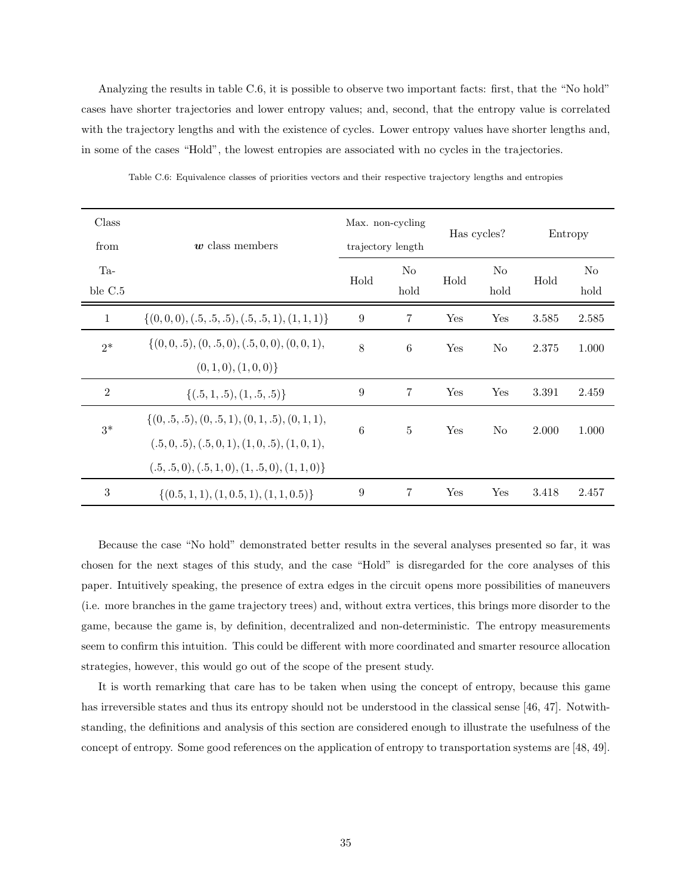Analyzing the results in table C.6, it is possible to observe two important facts: first, that the "No hold" cases have shorter trajectories and lower entropy values; and, second, that the entropy value is correlated with the trajectory lengths and with the existence of cycles. Lower entropy values have shorter lengths and, in some of the cases "Hold", the lowest entropies are associated with no cycles in the trajectories.

Table C.6: Equivalence classes of priorities vectors and their respective trajectory lengths and entropies

| Class from Table C.5 | $\boldsymbol{w}$ class members | Max. non-cycling trajectory length | | Has cycles? | | Entropy | |
|---|---|---|---|---|---|---|---|
| | | Hold | No hold | Hold | No hold | Hold | No hold |
| 1 | $\{(0,0,0), (.5,.5,.5), (.5,.5,1), (1,1,1)\}$ | 9 | 7 | Yes | Yes | 3.585 | 2.585 |
| 2* | $\{(0,0,.5), (0,.5,0), (.5,0,0), (0,0,1), (0,1,0), (1,0,0)\}$ | 8 | 6 | Yes | No | 2.375 | 1.000 |
| 2 | $\{(.5,1,.5), (1,.5,.5)\}$ | 9 | 7 | Yes | Yes | 3.391 | 2.459 |
| 3* | $\{(0,.5,.5), (0,.5,1), (0,1,.5), (0,1,1), (.5,0,.5), (.5,0,1), (1,0,.5), (1,0,1), (.5,.5,0), (.5,1,0), (1,.5,0), (1,1,0)\}$ | 6 | 5 | Yes | No | 2.000 | 1.000 |
| 3 | $\{(0.5,1,1), (1,0.5,1), (1,1,0.5)\}$ | 9 | 7 | Yes | Yes | 3.418 | 2.457 |

Because the case "No hold" demonstrated better results in the several analyses presented so far, it was chosen for the next stages of this study, and the case "Hold" is disregarded for the core analyses of this paper. Intuitively speaking, the presence of extra edges in the circuit opens more possibilities of maneuvers (i.e. more branches in the game trajectory trees) and, without extra vertices, this brings more disorder to the game, because the game is, by definition, decentralized and non-deterministic. The entropy measurements seem to confirm this intuition. This could be different with more coordinated and smarter resource allocation strategies, however, this would go out of the scope of the present study.

It is worth remarking that care has to be taken when using the concept of entropy, because this game has irreversible states and thus its entropy should not be understood in the classical sense [46, 47]. Notwithstanding, the definitions and analysis of this section are considered enough to illustrate the usefulness of the concept of entropy. Some good references on the application of entropy to transportation systems are [48, 49].